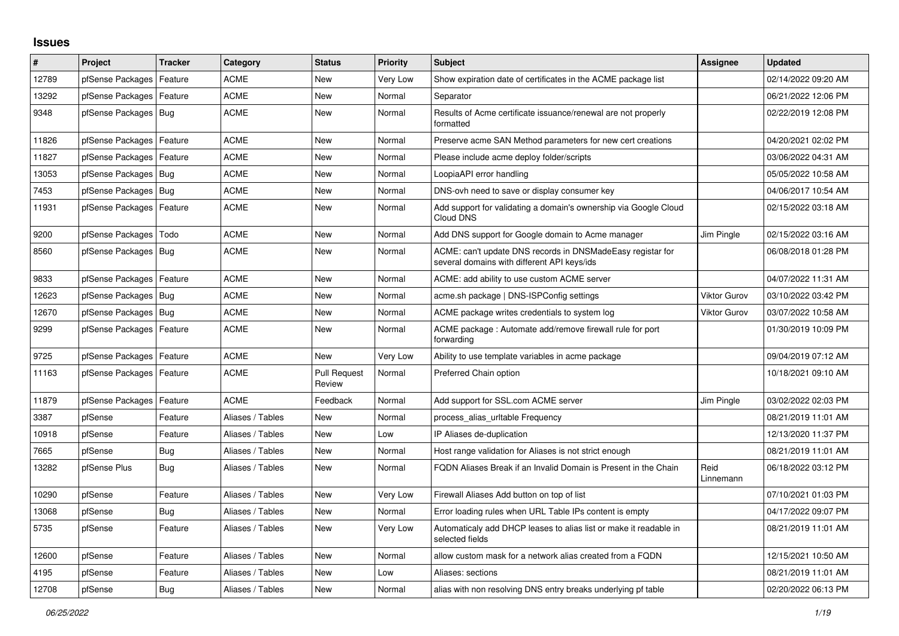# Issues

| # | Project | Tracker | Category | Status | Priority | Subject | Assignee | Updated |
|---|---|---|---|---|---|---|---|---|
| 12789 | pfSense Packages | Feature | ACME | New | Very Low | Show expiration date of certificates in the ACME package list | | 02/14/2022 09:20 AM |
| 13292 | pfSense Packages | Feature | ACME | New | Normal | Separator | | 06/21/2022 12:06 PM |
| 9348 | pfSense Packages | Bug | ACME | New | Normal | Results of Acme certificate issuance/renewal are not properly formatted | | 02/22/2019 12:08 PM |
| 11826 | pfSense Packages | Feature | ACME | New | Normal | Preserve acme SAN Method parameters for new cert creations | | 04/20/2021 02:02 PM |
| 11827 | pfSense Packages | Feature | ACME | New | Normal | Please include acme deploy folder/scripts | | 03/06/2022 04:31 AM |
| 13053 | pfSense Packages | Bug | ACME | New | Normal | LoopiaAPI error handling | | 05/05/2022 10:58 AM |
| 7453 | pfSense Packages | Bug | ACME | New | Normal | DNS-ovh need to save or display consumer key | | 04/06/2017 10:54 AM |
| 11931 | pfSense Packages | Feature | ACME | New | Normal | Add support for validating a domain's ownership via Google Cloud Cloud DNS | | 02/15/2022 03:18 AM |
| 9200 | pfSense Packages | Todo | ACME | New | Normal | Add DNS support for Google domain to Acme manager | Jim Pingle | 02/15/2022 03:16 AM |
| 8560 | pfSense Packages | Bug | ACME | New | Normal | ACME: can't update DNS records in DNSMadeEasy registar for several domains with different API keys/ids | | 06/08/2018 01:28 PM |
| 9833 | pfSense Packages | Feature | ACME | New | Normal | ACME: add ability to use custom ACME server | | 04/07/2022 11:31 AM |
| 12623 | pfSense Packages | Bug | ACME | New | Normal | acme.sh package \| DNS-ISPConfig settings | Viktor Gurov | 03/10/2022 03:42 PM |
| 12670 | pfSense Packages | Bug | ACME | New | Normal | ACME package writes credentials to system log | Viktor Gurov | 03/07/2022 10:58 AM |
| 9299 | pfSense Packages | Feature | ACME | New | Normal | ACME package : Automate add/remove firewall rule for port forwarding | | 01/30/2019 10:09 PM |
| 9725 | pfSense Packages | Feature | ACME | New | Very Low | Ability to use template variables in acme package | | 09/04/2019 07:12 AM |
| 11163 | pfSense Packages | Feature | ACME | Pull Request Review | Normal | Preferred Chain option | | 10/18/2021 09:10 AM |
| 11879 | pfSense Packages | Feature | ACME | Feedback | Normal | Add support for SSL.com ACME server | Jim Pingle | 03/02/2022 02:03 PM |
| 3387 | pfSense | Feature | Aliases / Tables | New | Normal | process_alias_urltable Frequency | | 08/21/2019 11:01 AM |
| 10918 | pfSense | Feature | Aliases / Tables | New | Low | IP Aliases de-duplication | | 12/13/2020 11:37 PM |
| 7665 | pfSense | Bug | Aliases / Tables | New | Normal | Host range validation for Aliases is not strict enough | | 08/21/2019 11:01 AM |
| 13282 | pfSense Plus | Bug | Aliases / Tables | New | Normal | FQDN Aliases Break if an Invalid Domain is Present in the Chain | Reid Linnemann | 06/18/2022 03:12 PM |
| 10290 | pfSense | Feature | Aliases / Tables | New | Very Low | Firewall Aliases Add button on top of list | | 07/10/2021 01:03 PM |
| 13068 | pfSense | Bug | Aliases / Tables | New | Normal | Error loading rules when URL Table IPs content is empty | | 04/17/2022 09:07 PM |
| 5735 | pfSense | Feature | Aliases / Tables | New | Very Low | Automaticaly add DHCP leases to alias list or make it readable in selected fields | | 08/21/2019 11:01 AM |
| 12600 | pfSense | Feature | Aliases / Tables | New | Normal | allow custom mask for a network alias created from a FQDN | | 12/15/2021 10:50 AM |
| 4195 | pfSense | Feature | Aliases / Tables | New | Low | Aliases: sections | | 08/21/2019 11:01 AM |
| 12708 | pfSense | Bug | Aliases / Tables | New | Normal | alias with non resolving DNS entry breaks underlying pf table | | 02/20/2022 06:13 PM |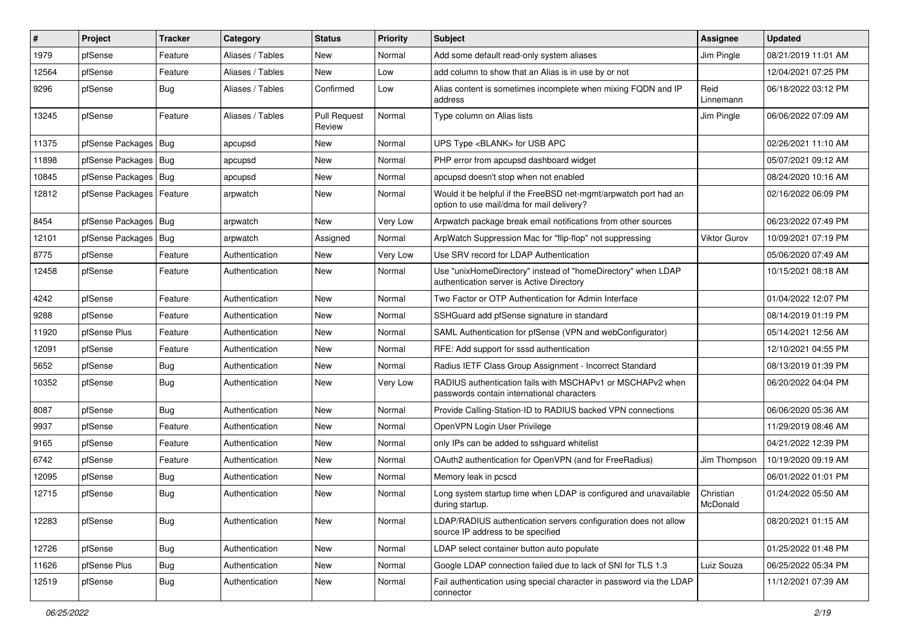| # | Project | Tracker | Category | Status | Priority | Subject | Assignee | Updated |
|---|---|---|---|---|---|---|---|---|
| 1979 | pfSense | Feature | Aliases / Tables | New | Normal | Add some default read-only system aliases | Jim Pingle | 08/21/2019 11:01 AM |
| 12564 | pfSense | Feature | Aliases / Tables | New | Low | add column to show that an Alias is in use by or not | | 12/04/2021 07:25 PM |
| 9296 | pfSense | Bug | Aliases / Tables | Confirmed | Low | Alias content is sometimes incomplete when mixing FQDN and IP address | Reid Linnemann | 06/18/2022 03:12 PM |
| 13245 | pfSense | Feature | Aliases / Tables | Pull Request Review | Normal | Type column on Alias lists | Jim Pingle | 06/06/2022 07:09 AM |
| 11375 | pfSense Packages | Bug | apcupsd | New | Normal | UPS Type <BLANK> for USB APC | | 02/26/2021 11:10 AM |
| 11898 | pfSense Packages | Bug | apcupsd | New | Normal | PHP error from apcupsd dashboard widget | | 05/07/2021 09:12 AM |
| 10845 | pfSense Packages | Bug | apcupsd | New | Normal | apcupsd doesn't stop when not enabled | | 08/24/2020 10:16 AM |
| 12812 | pfSense Packages | Feature | arpwatch | New | Normal | Would it be helpful if the FreeBSD net-mgmt/arpwatch port had an option to use mail/dma for mail delivery? | | 02/16/2022 06:09 PM |
| 8454 | pfSense Packages | Bug | arpwatch | New | Very Low | Arpwatch package break email notifications from other sources | | 06/23/2022 07:49 PM |
| 12101 | pfSense Packages | Bug | arpwatch | Assigned | Normal | ArpWatch Suppression Mac for "flip-flop" not suppressing | Viktor Gurov | 10/09/2021 07:19 PM |
| 8775 | pfSense | Feature | Authentication | New | Very Low | Use SRV record for LDAP Authentication | | 05/06/2020 07:49 AM |
| 12458 | pfSense | Feature | Authentication | New | Normal | Use "unixHomeDirectory" instead of "homeDirectory" when LDAP authentication server is Active Directory | | 10/15/2021 08:18 AM |
| 4242 | pfSense | Feature | Authentication | New | Normal | Two Factor or OTP Authentication for Admin Interface | | 01/04/2022 12:07 PM |
| 9288 | pfSense | Feature | Authentication | New | Normal | SSHGuard add pfSense signature in standard | | 08/14/2019 01:19 PM |
| 11920 | pfSense Plus | Feature | Authentication | New | Normal | SAML Authentication for pfSense (VPN and webConfigurator) | | 05/14/2021 12:56 AM |
| 12091 | pfSense | Feature | Authentication | New | Normal | RFE: Add support for sssd authentication | | 12/10/2021 04:55 PM |
| 5652 | pfSense | Bug | Authentication | New | Normal | Radius IETF Class Group Assignment - Incorrect Standard | | 08/13/2019 01:39 PM |
| 10352 | pfSense | Bug | Authentication | New | Very Low | RADIUS authentication fails with MSCHAPv1 or MSCHAPv2 when passwords contain international characters | | 06/20/2022 04:04 PM |
| 8087 | pfSense | Bug | Authentication | New | Normal | Provide Calling-Station-ID to RADIUS backed VPN connections | | 06/06/2020 05:36 AM |
| 9937 | pfSense | Feature | Authentication | New | Normal | OpenVPN Login User Privilege | | 11/29/2019 08:46 AM |
| 9165 | pfSense | Feature | Authentication | New | Normal | only IPs can be added to sshguard whitelist | | 04/21/2022 12:39 PM |
| 6742 | pfSense | Feature | Authentication | New | Normal | OAuth2 authentication for OpenVPN (and for FreeRadius) | Jim Thompson | 10/19/2020 09:19 AM |
| 12095 | pfSense | Bug | Authentication | New | Normal | Memory leak in pcscd | | 06/01/2022 01:01 PM |
| 12715 | pfSense | Bug | Authentication | New | Normal | Long system startup time when LDAP is configured and unavailable during startup. | Christian McDonald | 01/24/2022 05:50 AM |
| 12283 | pfSense | Bug | Authentication | New | Normal | LDAP/RADIUS authentication servers configuration does not allow source IP address to be specified | | 08/20/2021 01:15 AM |
| 12726 | pfSense | Bug | Authentication | New | Normal | LDAP select container button auto populate | | 01/25/2022 01:48 PM |
| 11626 | pfSense Plus | Bug | Authentication | New | Normal | Google LDAP connection failed due to lack of SNI for TLS 1.3 | Luiz Souza | 06/25/2022 05:34 PM |
| 12519 | pfSense | Bug | Authentication | New | Normal | Fail authentication using special character in password via the LDAP connector | | 11/12/2021 07:39 AM |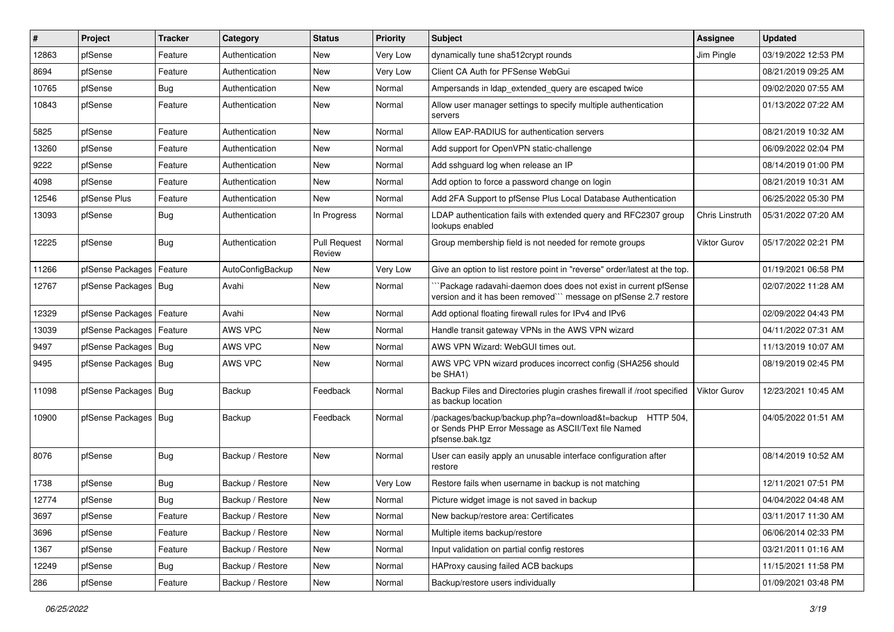| # | Project | Tracker | Category | Status | Priority | Subject | Assignee | Updated |
|---|---|---|---|---|---|---|---|---|
| 12863 | pfSense | Feature | Authentication | New | Very Low | dynamically tune sha512crypt rounds | Jim Pingle | 03/19/2022 12:53 PM |
| 8694 | pfSense | Feature | Authentication | New | Very Low | Client CA Auth for PFSense WebGui | | 08/21/2019 09:25 AM |
| 10765 | pfSense | Bug | Authentication | New | Normal | Ampersands in ldap_extended_query are escaped twice | | 09/02/2020 07:55 AM |
| 10843 | pfSense | Feature | Authentication | New | Normal | Allow user manager settings to specify multiple authentication servers | | 01/13/2022 07:22 AM |
| 5825 | pfSense | Feature | Authentication | New | Normal | Allow EAP-RADIUS for authentication servers | | 08/21/2019 10:32 AM |
| 13260 | pfSense | Feature | Authentication | New | Normal | Add support for OpenVPN static-challenge | | 06/09/2022 02:04 PM |
| 9222 | pfSense | Feature | Authentication | New | Normal | Add sshguard log when release an IP | | 08/14/2019 01:00 PM |
| 4098 | pfSense | Feature | Authentication | New | Normal | Add option to force a password change on login | | 08/21/2019 10:31 AM |
| 12546 | pfSense Plus | Feature | Authentication | New | Normal | Add 2FA Support to pfSense Plus Local Database Authentication | | 06/25/2022 05:30 PM |
| 13093 | pfSense | Bug | Authentication | In Progress | Normal | LDAP authentication fails with extended query and RFC2307 group lookups enabled | Chris Linstruth | 05/31/2022 07:20 AM |
| 12225 | pfSense | Bug | Authentication | Pull Request Review | Normal | Group membership field is not needed for remote groups | Viktor Gurov | 05/17/2022 02:21 PM |
| 11266 | pfSense Packages | Feature | AutoConfigBackup | New | Very Low | Give an option to list restore point in "reverse" order/latest at the top. | | 01/19/2021 06:58 PM |
| 12767 | pfSense Packages | Bug | Avahi | New | Normal | ```Package radavahi-daemon does does not exist in current pfSense version and it has been removed``` message on pfSense 2.7 restore | | 02/07/2022 11:28 AM |
| 12329 | pfSense Packages | Feature | Avahi | New | Normal | Add optional floating firewall rules for IPv4 and IPv6 | | 02/09/2022 04:43 PM |
| 13039 | pfSense Packages | Feature | AWS VPC | New | Normal | Handle transit gateway VPNs in the AWS VPN wizard | | 04/11/2022 07:31 AM |
| 9497 | pfSense Packages | Bug | AWS VPC | New | Normal | AWS VPN Wizard: WebGUI times out. | | 11/13/2019 10:07 AM |
| 9495 | pfSense Packages | Bug | AWS VPC | New | Normal | AWS VPC VPN wizard produces incorrect config (SHA256 should be SHA1) | | 08/19/2019 02:45 PM |
| 11098 | pfSense Packages | Bug | Backup | Feedback | Normal | Backup Files and Directories plugin crashes firewall if /root specified as backup location | Viktor Gurov | 12/23/2021 10:45 AM |
| 10900 | pfSense Packages | Bug | Backup | Feedback | Normal | /packages/backup/backup.php?a=download&t=backup HTTP 504, or Sends PHP Error Message as ASCII/Text file Named pfsense.bak.tgz | | 04/05/2022 01:51 AM |
| 8076 | pfSense | Bug | Backup / Restore | New | Normal | User can easily apply an unusable interface configuration after restore | | 08/14/2019 10:52 AM |
| 1738 | pfSense | Bug | Backup / Restore | New | Very Low | Restore fails when username in backup is not matching | | 12/11/2021 07:51 PM |
| 12774 | pfSense | Bug | Backup / Restore | New | Normal | Picture widget image is not saved in backup | | 04/04/2022 04:48 AM |
| 3697 | pfSense | Feature | Backup / Restore | New | Normal | New backup/restore area: Certificates | | 03/11/2017 11:30 AM |
| 3696 | pfSense | Feature | Backup / Restore | New | Normal | Multiple items backup/restore | | 06/06/2014 02:33 PM |
| 1367 | pfSense | Feature | Backup / Restore | New | Normal | Input validation on partial config restores | | 03/21/2011 01:16 AM |
| 12249 | pfSense | Bug | Backup / Restore | New | Normal | HAProxy causing failed ACB backups | | 11/15/2021 11:58 PM |
| 286 | pfSense | Feature | Backup / Restore | New | Normal | Backup/restore users individually | | 01/09/2021 03:48 PM |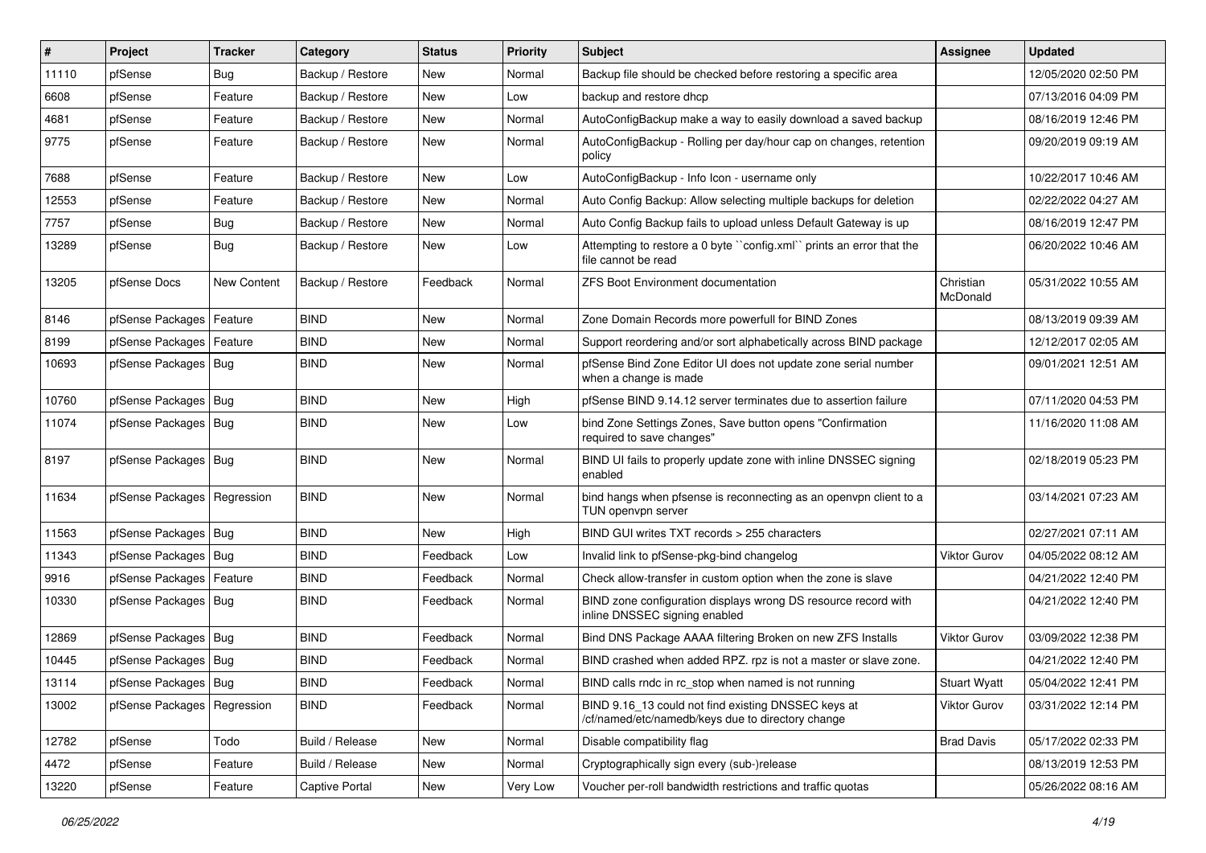| # | Project | Tracker | Category | Status | Priority | Subject | Assignee | Updated |
|---|---|---|---|---|---|---|---|---|
| 11110 | pfSense | Bug | Backup / Restore | New | Normal | Backup file should be checked before restoring a specific area | | 12/05/2020 02:50 PM |
| 6608 | pfSense | Feature | Backup / Restore | New | Low | backup and restore dhcp | | 07/13/2016 04:09 PM |
| 4681 | pfSense | Feature | Backup / Restore | New | Normal | AutoConfigBackup make a way to easily download a saved backup | | 08/16/2019 12:46 PM |
| 9775 | pfSense | Feature | Backup / Restore | New | Normal | AutoConfigBackup - Rolling per day/hour cap on changes, retention policy | | 09/20/2019 09:19 AM |
| 7688 | pfSense | Feature | Backup / Restore | New | Low | AutoConfigBackup - Info Icon - username only | | 10/22/2017 10:46 AM |
| 12553 | pfSense | Feature | Backup / Restore | New | Normal | Auto Config Backup: Allow selecting multiple backups for deletion | | 02/22/2022 04:27 AM |
| 7757 | pfSense | Bug | Backup / Restore | New | Normal | Auto Config Backup fails to upload unless Default Gateway is up | | 08/16/2019 12:47 PM |
| 13289 | pfSense | Bug | Backup / Restore | New | Low | Attempting to restore a 0 byte ``config.xml`` prints an error that the file cannot be read | | 06/20/2022 10:46 AM |
| 13205 | pfSense Docs | New Content | Backup / Restore | Feedback | Normal | ZFS Boot Environment documentation | Christian McDonald | 05/31/2022 10:55 AM |
| 8146 | pfSense Packages | Feature | BIND | New | Normal | Zone Domain Records more powerfull for BIND Zones | | 08/13/2019 09:39 AM |
| 8199 | pfSense Packages | Feature | BIND | New | Normal | Support reordering and/or sort alphabetically across BIND package | | 12/12/2017 02:05 AM |
| 10693 | pfSense Packages | Bug | BIND | New | Normal | pfSense Bind Zone Editor UI does not update zone serial number when a change is made | | 09/01/2021 12:51 AM |
| 10760 | pfSense Packages | Bug | BIND | New | High | pfSense BIND 9.14.12 server terminates due to assertion failure | | 07/11/2020 04:53 PM |
| 11074 | pfSense Packages | Bug | BIND | New | Low | bind Zone Settings Zones, Save button opens "Confirmation required to save changes" | | 11/16/2020 11:08 AM |
| 8197 | pfSense Packages | Bug | BIND | New | Normal | BIND UI fails to properly update zone with inline DNSSEC signing enabled | | 02/18/2019 05:23 PM |
| 11634 | pfSense Packages | Regression | BIND | New | Normal | bind hangs when pfsense is reconnecting as an openvpn client to a TUN openvpn server | | 03/14/2021 07:23 AM |
| 11563 | pfSense Packages | Bug | BIND | New | High | BIND GUI writes TXT records > 255 characters | | 02/27/2021 07:11 AM |
| 11343 | pfSense Packages | Bug | BIND | Feedback | Low | Invalid link to pfSense-pkg-bind changelog | Viktor Gurov | 04/05/2022 08:12 AM |
| 9916 | pfSense Packages | Feature | BIND | Feedback | Normal | Check allow-transfer in custom option when the zone is slave | | 04/21/2022 12:40 PM |
| 10330 | pfSense Packages | Bug | BIND | Feedback | Normal | BIND zone configuration displays wrong DS resource record with inline DNSSEC signing enabled | | 04/21/2022 12:40 PM |
| 12869 | pfSense Packages | Bug | BIND | Feedback | Normal | Bind DNS Package AAAA filtering Broken on new ZFS Installs | Viktor Gurov | 03/09/2022 12:38 PM |
| 10445 | pfSense Packages | Bug | BIND | Feedback | Normal | BIND crashed when added RPZ. rpz is not a master or slave zone. | | 04/21/2022 12:40 PM |
| 13114 | pfSense Packages | Bug | BIND | Feedback | Normal | BIND calls rndc in rc_stop when named is not running | Stuart Wyatt | 05/04/2022 12:41 PM |
| 13002 | pfSense Packages | Regression | BIND | Feedback | Normal | BIND 9.16_13 could not find existing DNSSEC keys at /cf/named/etc/namedb/keys due to directory change | Viktor Gurov | 03/31/2022 12:14 PM |
| 12782 | pfSense | Todo | Build / Release | New | Normal | Disable compatibility flag | Brad Davis | 05/17/2022 02:33 PM |
| 4472 | pfSense | Feature | Build / Release | New | Normal | Cryptographically sign every (sub-)release | | 08/13/2019 12:53 PM |
| 13220 | pfSense | Feature | Captive Portal | New | Very Low | Voucher per-roll bandwidth restrictions and traffic quotas | | 05/26/2022 08:16 AM |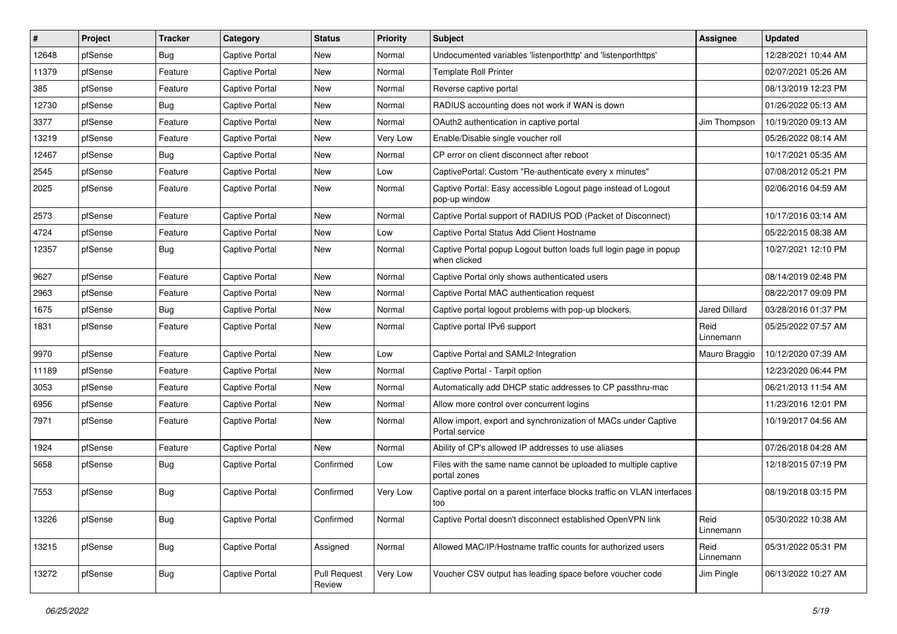| # | Project | Tracker | Category | Status | Priority | Subject | Assignee | Updated |
|---|---|---|---|---|---|---|---|---|
| 12648 | pfSense | Bug | Captive Portal | New | Normal | Undocumented variables 'listenporthttp' and 'listenporthttps' | | 12/28/2021 10:44 AM |
| 11379 | pfSense | Feature | Captive Portal | New | Normal | Template Roll Printer | | 02/07/2021 05:26 AM |
| 385 | pfSense | Feature | Captive Portal | New | Normal | Reverse captive portal | | 08/13/2019 12:23 PM |
| 12730 | pfSense | Bug | Captive Portal | New | Normal | RADIUS accounting does not work if WAN is down | | 01/26/2022 05:13 AM |
| 3377 | pfSense | Feature | Captive Portal | New | Normal | OAuth2 authentication in captive portal | Jim Thompson | 10/19/2020 09:13 AM |
| 13219 | pfSense | Feature | Captive Portal | New | Very Low | Enable/Disable single voucher roll | | 05/26/2022 08:14 AM |
| 12467 | pfSense | Bug | Captive Portal | New | Normal | CP error on client disconnect after reboot | | 10/17/2021 05:35 AM |
| 2545 | pfSense | Feature | Captive Portal | New | Low | CaptivePortal: Custom "Re-authenticate every x minutes" | | 07/08/2012 05:21 PM |
| 2025 | pfSense | Feature | Captive Portal | New | Normal | Captive Portal: Easy accessible Logout page instead of Logout pop-up window | | 02/06/2016 04:59 AM |
| 2573 | pfSense | Feature | Captive Portal | New | Normal | Captive Portal support of RADIUS POD (Packet of Disconnect) | | 10/17/2016 03:14 AM |
| 4724 | pfSense | Feature | Captive Portal | New | Low | Captive Portal Status Add Client Hostname | | 05/22/2015 08:38 AM |
| 12357 | pfSense | Bug | Captive Portal | New | Normal | Captive Portal popup Logout button loads full login page in popup when clicked | | 10/27/2021 12:10 PM |
| 9627 | pfSense | Feature | Captive Portal | New | Normal | Captive Portal only shows authenticated users | | 08/14/2019 02:48 PM |
| 2963 | pfSense | Feature | Captive Portal | New | Normal | Captive Portal MAC authentication request | | 08/22/2017 09:09 PM |
| 1675 | pfSense | Bug | Captive Portal | New | Normal | Captive portal logout problems with pop-up blockers. | Jared Dillard | 03/28/2016 01:37 PM |
| 1831 | pfSense | Feature | Captive Portal | New | Normal | Captive portal IPv6 support | Reid Linnemann | 05/25/2022 07:57 AM |
| 9970 | pfSense | Feature | Captive Portal | New | Low | Captive Portal and SAML2 Integration | Mauro Braggio | 10/12/2020 07:39 AM |
| 11189 | pfSense | Feature | Captive Portal | New | Normal | Captive Portal - Tarpit option | | 12/23/2020 06:44 PM |
| 3053 | pfSense | Feature | Captive Portal | New | Normal | Automatically add DHCP static addresses to CP passthru-mac | | 06/21/2013 11:54 AM |
| 6956 | pfSense | Feature | Captive Portal | New | Normal | Allow more control over concurrent logins | | 11/23/2016 12:01 PM |
| 7971 | pfSense | Feature | Captive Portal | New | Normal | Allow import, export and synchronization of MACs under Captive Portal service | | 10/19/2017 04:56 AM |
| 1924 | pfSense | Feature | Captive Portal | New | Normal | Ability of CP's allowed IP addresses to use aliases | | 07/26/2018 04:28 AM |
| 5658 | pfSense | Bug | Captive Portal | Confirmed | Low | Files with the same name cannot be uploaded to multiple captive portal zones | | 12/18/2015 07:19 PM |
| 7553 | pfSense | Bug | Captive Portal | Confirmed | Very Low | Captive portal on a parent interface blocks traffic on VLAN interfaces too | | 08/19/2018 03:15 PM |
| 13226 | pfSense | Bug | Captive Portal | Confirmed | Normal | Captive Portal doesn't disconnect established OpenVPN link | Reid Linnemann | 05/30/2022 10:38 AM |
| 13215 | pfSense | Bug | Captive Portal | Assigned | Normal | Allowed MAC/IP/Hostname traffic counts for authorized users | Reid Linnemann | 05/31/2022 05:31 PM |
| 13272 | pfSense | Bug | Captive Portal | Pull Request Review | Very Low | Voucher CSV output has leading space before voucher code | Jim Pingle | 06/13/2022 10:27 AM |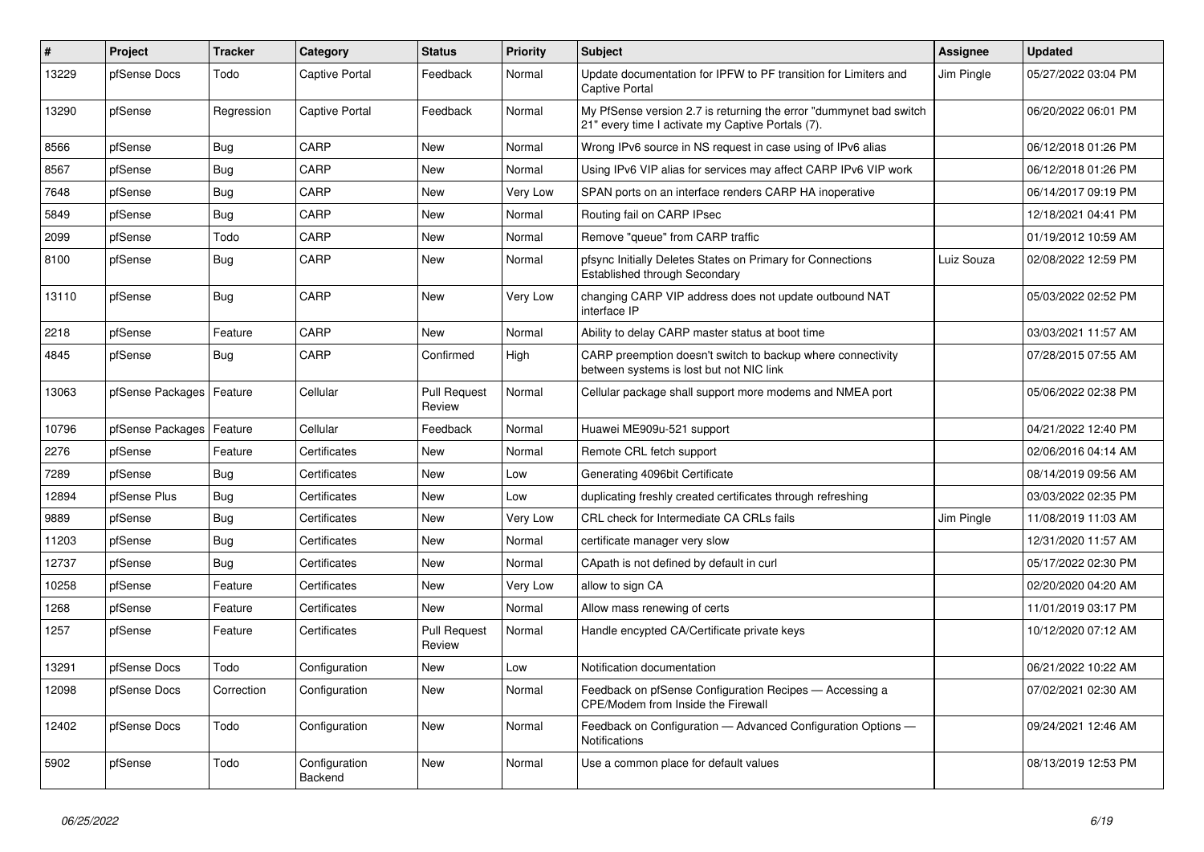| # | Project | Tracker | Category | Status | Priority | Subject | Assignee | Updated |
|---|---|---|---|---|---|---|---|---|
| 13229 | pfSense Docs | Todo | Captive Portal | Feedback | Normal | Update documentation for IPFW to PF transition for Limiters and Captive Portal | Jim Pingle | 05/27/2022 03:04 PM |
| 13290 | pfSense | Regression | Captive Portal | Feedback | Normal | My PfSense version 2.7 is returning the error "dummynet bad switch 21" every time I activate my Captive Portals (7). | | 06/20/2022 06:01 PM |
| 8566 | pfSense | Bug | CARP | New | Normal | Wrong IPv6 source in NS request in case using of IPv6 alias | | 06/12/2018 01:26 PM |
| 8567 | pfSense | Bug | CARP | New | Normal | Using IPv6 VIP alias for services may affect CARP IPv6 VIP work | | 06/12/2018 01:26 PM |
| 7648 | pfSense | Bug | CARP | New | Very Low | SPAN ports on an interface renders CARP HA inoperative | | 06/14/2017 09:19 PM |
| 5849 | pfSense | Bug | CARP | New | Normal | Routing fail on CARP IPsec | | 12/18/2021 04:41 PM |
| 2099 | pfSense | Todo | CARP | New | Normal | Remove "queue" from CARP traffic | | 01/19/2012 10:59 AM |
| 8100 | pfSense | Bug | CARP | New | Normal | pfsync Initially Deletes States on Primary for Connections Established through Secondary | Luiz Souza | 02/08/2022 12:59 PM |
| 13110 | pfSense | Bug | CARP | New | Very Low | changing CARP VIP address does not update outbound NAT interface IP | | 05/03/2022 02:52 PM |
| 2218 | pfSense | Feature | CARP | New | Normal | Ability to delay CARP master status at boot time | | 03/03/2021 11:57 AM |
| 4845 | pfSense | Bug | CARP | Confirmed | High | CARP preemption doesn't switch to backup where connectivity between systems is lost but not NIC link | | 07/28/2015 07:55 AM |
| 13063 | pfSense Packages | Feature | Cellular | Pull Request Review | Normal | Cellular package shall support more modems and NMEA port | | 05/06/2022 02:38 PM |
| 10796 | pfSense Packages | Feature | Cellular | Feedback | Normal | Huawei ME909u-521 support | | 04/21/2022 12:40 PM |
| 2276 | pfSense | Feature | Certificates | New | Normal | Remote CRL fetch support | | 02/06/2016 04:14 AM |
| 7289 | pfSense | Bug | Certificates | New | Low | Generating 4096bit Certificate | | 08/14/2019 09:56 AM |
| 12894 | pfSense Plus | Bug | Certificates | New | Low | duplicating freshly created certificates through refreshing | | 03/03/2022 02:35 PM |
| 9889 | pfSense | Bug | Certificates | New | Very Low | CRL check for Intermediate CA CRLs fails | Jim Pingle | 11/08/2019 11:03 AM |
| 11203 | pfSense | Bug | Certificates | New | Normal | certificate manager very slow | | 12/31/2020 11:57 AM |
| 12737 | pfSense | Bug | Certificates | New | Normal | CApath is not defined by default in curl | | 05/17/2022 02:30 PM |
| 10258 | pfSense | Feature | Certificates | New | Very Low | allow to sign CA | | 02/20/2020 04:20 AM |
| 1268 | pfSense | Feature | Certificates | New | Normal | Allow mass renewing of certs | | 11/01/2019 03:17 PM |
| 1257 | pfSense | Feature | Certificates | Pull Request Review | Normal | Handle encypted CA/Certificate private keys | | 10/12/2020 07:12 AM |
| 13291 | pfSense Docs | Todo | Configuration | New | Low | Notification documentation | | 06/21/2022 10:22 AM |
| 12098 | pfSense Docs | Correction | Configuration | New | Normal | Feedback on pfSense Configuration Recipes — Accessing a CPE/Modem from Inside the Firewall | | 07/02/2021 02:30 AM |
| 12402 | pfSense Docs | Todo | Configuration | New | Normal | Feedback on Configuration — Advanced Configuration Options — Notifications | | 09/24/2021 12:46 AM |
| 5902 | pfSense | Todo | Configuration Backend | New | Normal | Use a common place for default values | | 08/13/2019 12:53 PM |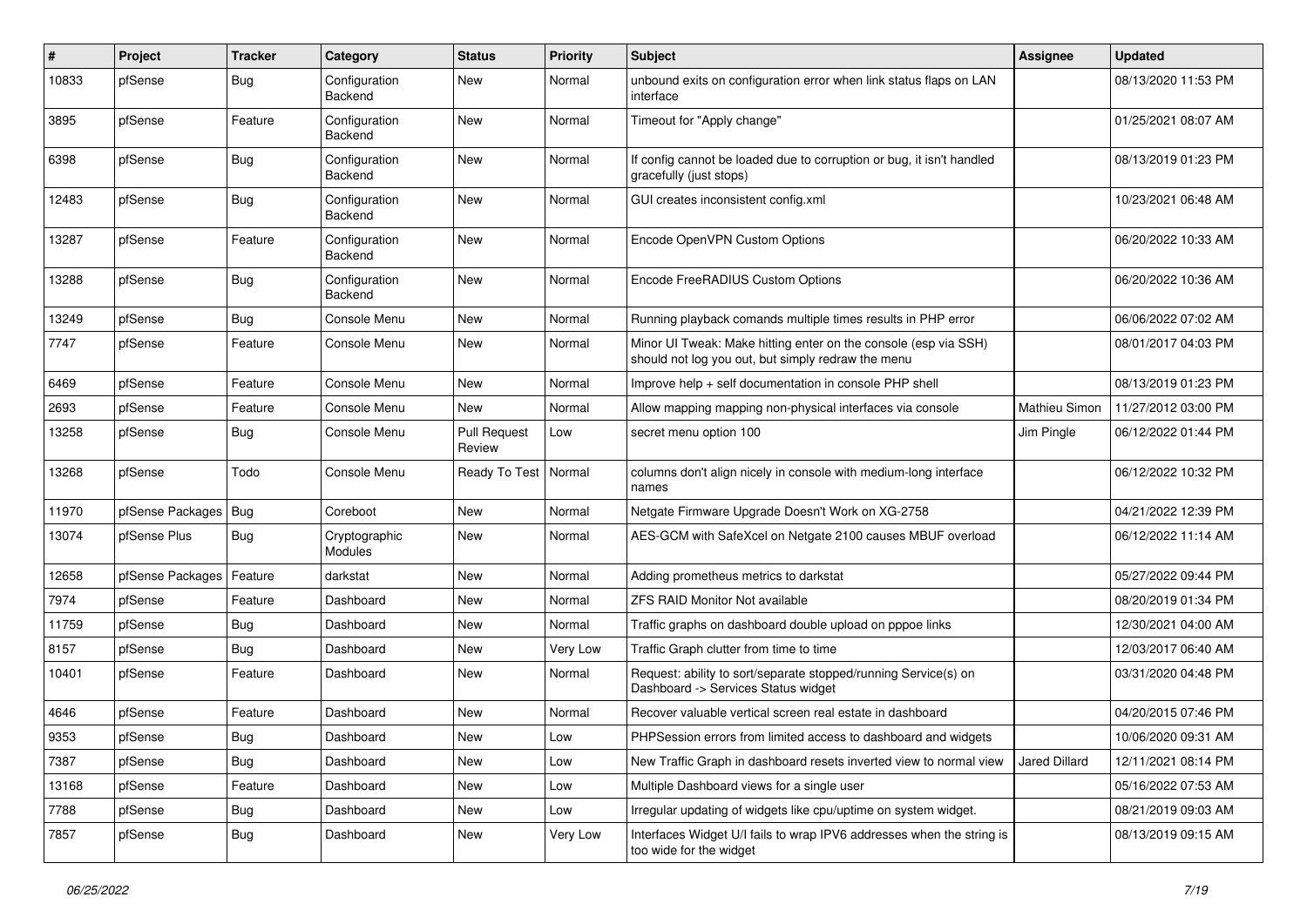| # | Project | Tracker | Category | Status | Priority | Subject | Assignee | Updated |
| --- | --- | --- | --- | --- | --- | --- | --- | --- |
| 10833 | pfSense | Bug | Configuration Backend | New | Normal | unbound exits on configuration error when link status flaps on LAN interface | | 08/13/2020 11:53 PM |
| 3895 | pfSense | Feature | Configuration Backend | New | Normal | Timeout for "Apply change" | | 01/25/2021 08:07 AM |
| 6398 | pfSense | Bug | Configuration Backend | New | Normal | If config cannot be loaded due to corruption or bug, it isn't handled gracefully (just stops) | | 08/13/2019 01:23 PM |
| 12483 | pfSense | Bug | Configuration Backend | New | Normal | GUI creates inconsistent config.xml | | 10/23/2021 06:48 AM |
| 13287 | pfSense | Feature | Configuration Backend | New | Normal | Encode OpenVPN Custom Options | | 06/20/2022 10:33 AM |
| 13288 | pfSense | Bug | Configuration Backend | New | Normal | Encode FreeRADIUS Custom Options | | 06/20/2022 10:36 AM |
| 13249 | pfSense | Bug | Console Menu | New | Normal | Running playback comands multiple times results in PHP error | | 06/06/2022 07:02 AM |
| 7747 | pfSense | Feature | Console Menu | New | Normal | Minor UI Tweak: Make hitting enter on the console (esp via SSH) should not log you out, but simply redraw the menu | | 08/01/2017 04:03 PM |
| 6469 | pfSense | Feature | Console Menu | New | Normal | Improve help + self documentation in console PHP shell | | 08/13/2019 01:23 PM |
| 2693 | pfSense | Feature | Console Menu | New | Normal | Allow mapping mapping non-physical interfaces via console | Mathieu Simon | 11/27/2012 03:00 PM |
| 13258 | pfSense | Bug | Console Menu | Pull Request Review | Low | secret menu option 100 | Jim Pingle | 06/12/2022 01:44 PM |
| 13268 | pfSense | Todo | Console Menu | Ready To Test | Normal | columns don't align nicely in console with medium-long interface names | | 06/12/2022 10:32 PM |
| 11970 | pfSense Packages | Bug | Coreboot | New | Normal | Netgate Firmware Upgrade Doesn't Work on XG-2758 | | 04/21/2022 12:39 PM |
| 13074 | pfSense Plus | Bug | Cryptographic Modules | New | Normal | AES-GCM with SafeXcel on Netgate 2100 causes MBUF overload | | 06/12/2022 11:14 AM |
| 12658 | pfSense Packages | Feature | darkstat | New | Normal | Adding prometheus metrics to darkstat | | 05/27/2022 09:44 PM |
| 7974 | pfSense | Feature | Dashboard | New | Normal | ZFS RAID Monitor Not available | | 08/20/2019 01:34 PM |
| 11759 | pfSense | Bug | Dashboard | New | Normal | Traffic graphs on dashboard double upload on pppoe links | | 12/30/2021 04:00 AM |
| 8157 | pfSense | Bug | Dashboard | New | Very Low | Traffic Graph clutter from time to time | | 12/03/2017 06:40 AM |
| 10401 | pfSense | Feature | Dashboard | New | Normal | Request: ability to sort/separate stopped/running Service(s) on Dashboard -> Services Status widget | | 03/31/2020 04:48 PM |
| 4646 | pfSense | Feature | Dashboard | New | Normal | Recover valuable vertical screen real estate in dashboard | | 04/20/2015 07:46 PM |
| 9353 | pfSense | Bug | Dashboard | New | Low | PHPSession errors from limited access to dashboard and widgets | | 10/06/2020 09:31 AM |
| 7387 | pfSense | Bug | Dashboard | New | Low | New Traffic Graph in dashboard resets inverted view to normal view | Jared Dillard | 12/11/2021 08:14 PM |
| 13168 | pfSense | Feature | Dashboard | New | Low | Multiple Dashboard views for a single user | | 05/16/2022 07:53 AM |
| 7788 | pfSense | Bug | Dashboard | New | Low | Irregular updating of widgets like cpu/uptime on system widget. | | 08/21/2019 09:03 AM |
| 7857 | pfSense | Bug | Dashboard | New | Very Low | Interfaces Widget U/I fails to wrap IPV6 addresses when the string is too wide for the widget | | 08/13/2019 09:15 AM |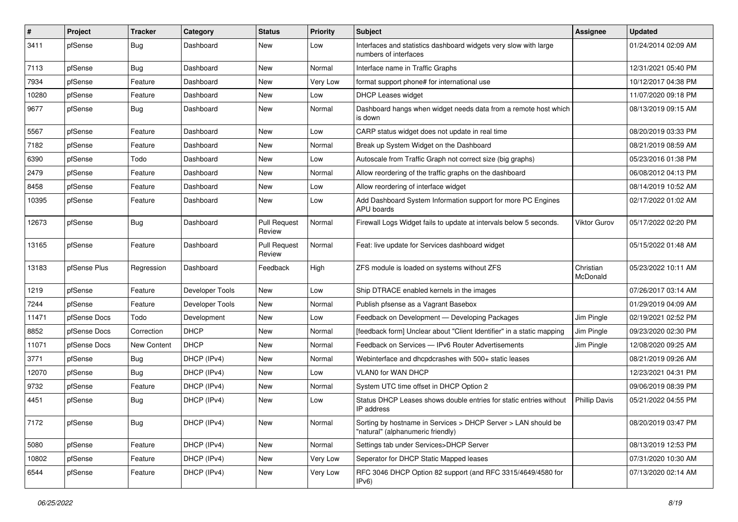| # | Project | Tracker | Category | Status | Priority | Subject | Assignee | Updated |
|---|---|---|---|---|---|---|---|---|
| 3411 | pfSense | Bug | Dashboard | New | Low | Interfaces and statistics dashboard widgets very slow with large numbers of interfaces | | 01/24/2014 02:09 AM |
| 7113 | pfSense | Bug | Dashboard | New | Normal | Interface name in Traffic Graphs | | 12/31/2021 05:40 PM |
| 7934 | pfSense | Feature | Dashboard | New | Very Low | format support phone# for international use | | 10/12/2017 04:38 PM |
| 10280 | pfSense | Feature | Dashboard | New | Low | DHCP Leases widget | | 11/07/2020 09:18 PM |
| 9677 | pfSense | Bug | Dashboard | New | Normal | Dashboard hangs when widget needs data from a remote host which is down | | 08/13/2019 09:15 AM |
| 5567 | pfSense | Feature | Dashboard | New | Low | CARP status widget does not update in real time | | 08/20/2019 03:33 PM |
| 7182 | pfSense | Feature | Dashboard | New | Normal | Break up System Widget on the Dashboard | | 08/21/2019 08:59 AM |
| 6390 | pfSense | Todo | Dashboard | New | Low | Autoscale from Traffic Graph not correct size (big graphs) | | 05/23/2016 01:38 PM |
| 2479 | pfSense | Feature | Dashboard | New | Normal | Allow reordering of the traffic graphs on the dashboard | | 06/08/2012 04:13 PM |
| 8458 | pfSense | Feature | Dashboard | New | Low | Allow reordering of interface widget | | 08/14/2019 10:52 AM |
| 10395 | pfSense | Feature | Dashboard | New | Low | Add Dashboard System Information support for more PC Engines APU boards | | 02/17/2022 01:02 AM |
| 12673 | pfSense | Bug | Dashboard | Pull Request Review | Normal | Firewall Logs Widget fails to update at intervals below 5 seconds. | Viktor Gurov | 05/17/2022 02:20 PM |
| 13165 | pfSense | Feature | Dashboard | Pull Request Review | Normal | Feat: live update for Services dashboard widget | | 05/15/2022 01:48 AM |
| 13183 | pfSense Plus | Regression | Dashboard | Feedback | High | ZFS module is loaded on systems without ZFS | Christian McDonald | 05/23/2022 10:11 AM |
| 1219 | pfSense | Feature | Developer Tools | New | Low | Ship DTRACE enabled kernels in the images | | 07/26/2017 03:14 AM |
| 7244 | pfSense | Feature | Developer Tools | New | Normal | Publish pfsense as a Vagrant Basebox | | 01/29/2019 04:09 AM |
| 11471 | pfSense Docs | Todo | Development | New | Low | Feedback on Development — Developing Packages | Jim Pingle | 02/19/2021 02:52 PM |
| 8852 | pfSense Docs | Correction | DHCP | New | Normal | [feedback form] Unclear about "Client Identifier" in a static mapping | Jim Pingle | 09/23/2020 02:30 PM |
| 11071 | pfSense Docs | New Content | DHCP | New | Normal | Feedback on Services — IPv6 Router Advertisements | Jim Pingle | 12/08/2020 09:25 AM |
| 3771 | pfSense | Bug | DHCP (IPv4) | New | Normal | Webinterface and dhcpdcrashes with 500+ static leases | | 08/21/2019 09:26 AM |
| 12070 | pfSense | Bug | DHCP (IPv4) | New | Low | VLAN0 for WAN DHCP | | 12/23/2021 04:31 PM |
| 9732 | pfSense | Feature | DHCP (IPv4) | New | Normal | System UTC time offset in DHCP Option 2 | | 09/06/2019 08:39 PM |
| 4451 | pfSense | Bug | DHCP (IPv4) | New | Low | Status DHCP Leases shows double entries for static entries without IP address | Phillip Davis | 05/21/2022 04:55 PM |
| 7172 | pfSense | Bug | DHCP (IPv4) | New | Normal | Sorting by hostname in Services > DHCP Server > LAN should be "natural" (alphanumeric friendly) | | 08/20/2019 03:47 PM |
| 5080 | pfSense | Feature | DHCP (IPv4) | New | Normal | Settings tab under Services>DHCP Server | | 08/13/2019 12:53 PM |
| 10802 | pfSense | Feature | DHCP (IPv4) | New | Very Low | Seperator for DHCP Static Mapped leases | | 07/31/2020 10:30 AM |
| 6544 | pfSense | Feature | DHCP (IPv4) | New | Very Low | RFC 3046 DHCP Option 82 support (and RFC 3315/4649/4580 for IPv6) | | 07/13/2020 02:14 AM |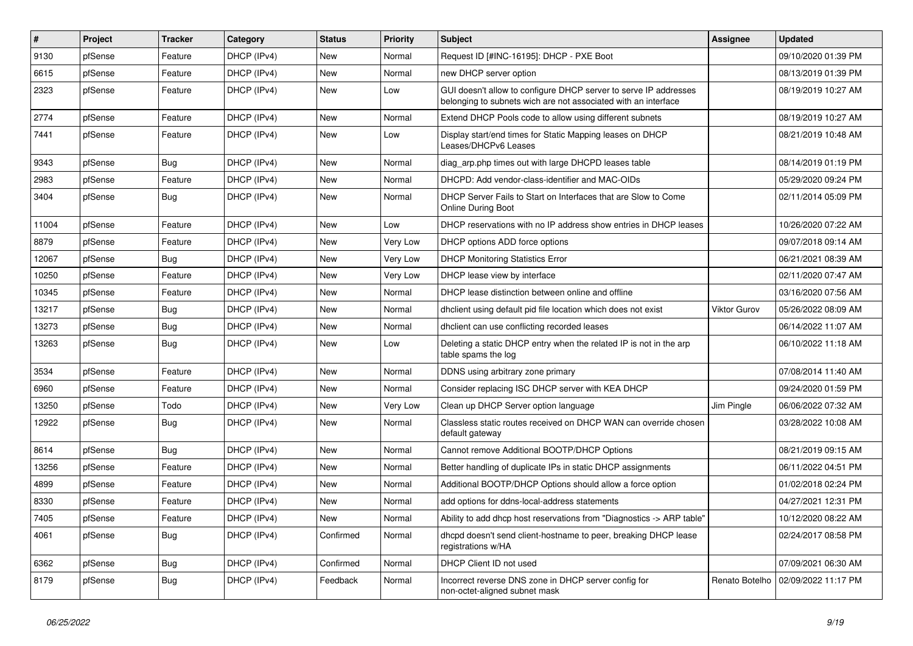| # | Project | Tracker | Category | Status | Priority | Subject | Assignee | Updated |
|---|---|---|---|---|---|---|---|---|
| 9130 | pfSense | Feature | DHCP (IPv4) | New | Normal | Request ID [#INC-16195]: DHCP - PXE Boot | | 09/10/2020 01:39 PM |
| 6615 | pfSense | Feature | DHCP (IPv4) | New | Normal | new DHCP server option | | 08/13/2019 01:39 PM |
| 2323 | pfSense | Feature | DHCP (IPv4) | New | Low | GUI doesn't allow to configure DHCP server to serve IP addresses belonging to subnets wich are not associated with an interface | | 08/19/2019 10:27 AM |
| 2774 | pfSense | Feature | DHCP (IPv4) | New | Normal | Extend DHCP Pools code to allow using different subnets | | 08/19/2019 10:27 AM |
| 7441 | pfSense | Feature | DHCP (IPv4) | New | Low | Display start/end times for Static Mapping leases on DHCP Leases/DHCPv6 Leases | | 08/21/2019 10:48 AM |
| 9343 | pfSense | Bug | DHCP (IPv4) | New | Normal | diag_arp.php times out with large DHCPD leases table | | 08/14/2019 01:19 PM |
| 2983 | pfSense | Feature | DHCP (IPv4) | New | Normal | DHCPD: Add vendor-class-identifier and MAC-OIDs | | 05/29/2020 09:24 PM |
| 3404 | pfSense | Bug | DHCP (IPv4) | New | Normal | DHCP Server Fails to Start on Interfaces that are Slow to Come Online During Boot | | 02/11/2014 05:09 PM |
| 11004 | pfSense | Feature | DHCP (IPv4) | New | Low | DHCP reservations with no IP address show entries in DHCP leases | | 10/26/2020 07:22 AM |
| 8879 | pfSense | Feature | DHCP (IPv4) | New | Very Low | DHCP options ADD force options | | 09/07/2018 09:14 AM |
| 12067 | pfSense | Bug | DHCP (IPv4) | New | Very Low | DHCP Monitoring Statistics Error | | 06/21/2021 08:39 AM |
| 10250 | pfSense | Feature | DHCP (IPv4) | New | Very Low | DHCP lease view by interface | | 02/11/2020 07:47 AM |
| 10345 | pfSense | Feature | DHCP (IPv4) | New | Normal | DHCP lease distinction between online and offline | | 03/16/2020 07:56 AM |
| 13217 | pfSense | Bug | DHCP (IPv4) | New | Normal | dhclient using default pid file location which does not exist | Viktor Gurov | 05/26/2022 08:09 AM |
| 13273 | pfSense | Bug | DHCP (IPv4) | New | Normal | dhclient can use conflicting recorded leases | | 06/14/2022 11:07 AM |
| 13263 | pfSense | Bug | DHCP (IPv4) | New | Low | Deleting a static DHCP entry when the related IP is not in the arp table spams the log | | 06/10/2022 11:18 AM |
| 3534 | pfSense | Feature | DHCP (IPv4) | New | Normal | DDNS using arbitrary zone primary | | 07/08/2014 11:40 AM |
| 6960 | pfSense | Feature | DHCP (IPv4) | New | Normal | Consider replacing ISC DHCP server with KEA DHCP | | 09/24/2020 01:59 PM |
| 13250 | pfSense | Todo | DHCP (IPv4) | New | Very Low | Clean up DHCP Server option language | Jim Pingle | 06/06/2022 07:32 AM |
| 12922 | pfSense | Bug | DHCP (IPv4) | New | Normal | Classless static routes received on DHCP WAN can override chosen default gateway | | 03/28/2022 10:08 AM |
| 8614 | pfSense | Bug | DHCP (IPv4) | New | Normal | Cannot remove Additional BOOTP/DHCP Options | | 08/21/2019 09:15 AM |
| 13256 | pfSense | Feature | DHCP (IPv4) | New | Normal | Better handling of duplicate IPs in static DHCP assignments | | 06/11/2022 04:51 PM |
| 4899 | pfSense | Feature | DHCP (IPv4) | New | Normal | Additional BOOTP/DHCP Options should allow a force option | | 01/02/2018 02:24 PM |
| 8330 | pfSense | Feature | DHCP (IPv4) | New | Normal | add options for ddns-local-address statements | | 04/27/2021 12:31 PM |
| 7405 | pfSense | Feature | DHCP (IPv4) | New | Normal | Ability to add dhcp host reservations from "Diagnostics -> ARP table" | | 10/12/2020 08:22 AM |
| 4061 | pfSense | Bug | DHCP (IPv4) | Confirmed | Normal | dhcpd doesn't send client-hostname to peer, breaking DHCP lease registrations w/HA | | 02/24/2017 08:58 PM |
| 6362 | pfSense | Bug | DHCP (IPv4) | Confirmed | Normal | DHCP Client ID not used | | 07/09/2021 06:30 AM |
| 8179 | pfSense | Bug | DHCP (IPv4) | Feedback | Normal | Incorrect reverse DNS zone in DHCP server config for non-octet-aligned subnet mask | Renato Botelho | 02/09/2022 11:17 PM |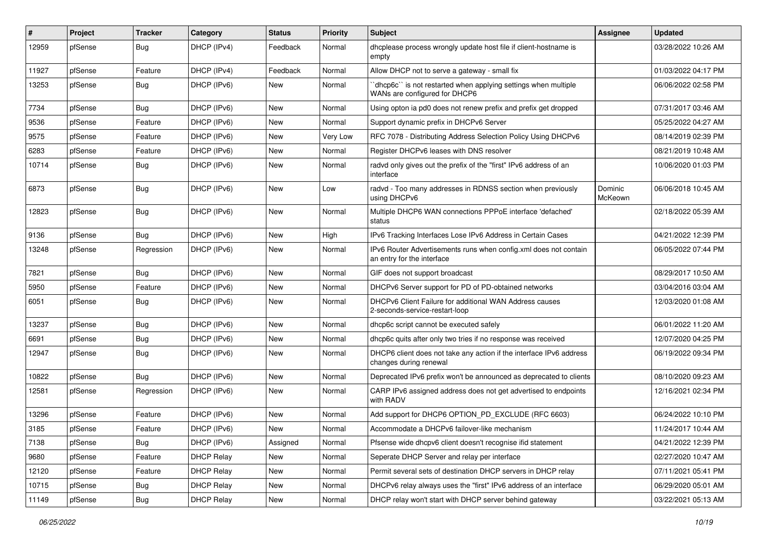| # | Project | Tracker | Category | Status | Priority | Subject | Assignee | Updated |
|---|---|---|---|---|---|---|---|---|
| 12959 | pfSense | Bug | DHCP (IPv4) | Feedback | Normal | dhcplease process wrongly update host file if client-hostname is empty | | 03/28/2022 10:26 AM |
| 11927 | pfSense | Feature | DHCP (IPv4) | Feedback | Normal | Allow DHCP not to serve a gateway - small fix | | 01/03/2022 04:17 PM |
| 13253 | pfSense | Bug | DHCP (IPv6) | New | Normal | ``dhcp6c`` is not restarted when applying settings when multiple WANs are configured for DHCP6 | | 06/06/2022 02:58 PM |
| 7734 | pfSense | Bug | DHCP (IPv6) | New | Normal | Using opton ia pd0 does not renew prefix and prefix get dropped | | 07/31/2017 03:46 AM |
| 9536 | pfSense | Feature | DHCP (IPv6) | New | Normal | Support dynamic prefix in DHCPv6 Server | | 05/25/2022 04:27 AM |
| 9575 | pfSense | Feature | DHCP (IPv6) | New | Very Low | RFC 7078 - Distributing Address Selection Policy Using DHCPv6 | | 08/14/2019 02:39 PM |
| 6283 | pfSense | Feature | DHCP (IPv6) | New | Normal | Register DHCPv6 leases with DNS resolver | | 08/21/2019 10:48 AM |
| 10714 | pfSense | Bug | DHCP (IPv6) | New | Normal | radvd only gives out the prefix of the "first" IPv6 address of an interface | | 10/06/2020 01:03 PM |
| 6873 | pfSense | Bug | DHCP (IPv6) | New | Low | radvd - Too many addresses in RDNSS section when previously using DHCPv6 | Dominic McKeown | 06/06/2018 10:45 AM |
| 12823 | pfSense | Bug | DHCP (IPv6) | New | Normal | Multiple DHCP6 WAN connections PPPoE interface 'defached' status | | 02/18/2022 05:39 AM |
| 9136 | pfSense | Bug | DHCP (IPv6) | New | High | IPv6 Tracking Interfaces Lose IPv6 Address in Certain Cases | | 04/21/2022 12:39 PM |
| 13248 | pfSense | Regression | DHCP (IPv6) | New | Normal | IPv6 Router Advertisements runs when config.xml does not contain an entry for the interface | | 06/05/2022 07:44 PM |
| 7821 | pfSense | Bug | DHCP (IPv6) | New | Normal | GIF does not support broadcast | | 08/29/2017 10:50 AM |
| 5950 | pfSense | Feature | DHCP (IPv6) | New | Normal | DHCPv6 Server support for PD of PD-obtained networks | | 03/04/2016 03:04 AM |
| 6051 | pfSense | Bug | DHCP (IPv6) | New | Normal | DHCPv6 Client Failure for additional WAN Address causes 2-seconds-service-restart-loop | | 12/03/2020 01:08 AM |
| 13237 | pfSense | Bug | DHCP (IPv6) | New | Normal | dhcp6c script cannot be executed safely | | 06/01/2022 11:20 AM |
| 6691 | pfSense | Bug | DHCP (IPv6) | New | Normal | dhcp6c quits after only two tries if no response was received | | 12/07/2020 04:25 PM |
| 12947 | pfSense | Bug | DHCP (IPv6) | New | Normal | DHCP6 client does not take any action if the interface IPv6 address changes during renewal | | 06/19/2022 09:34 PM |
| 10822 | pfSense | Bug | DHCP (IPv6) | New | Normal | Deprecated IPv6 prefix won't be announced as deprecated to clients | | 08/10/2020 09:23 AM |
| 12581 | pfSense | Regression | DHCP (IPv6) | New | Normal | CARP IPv6 assigned address does not get advertised to endpoints with RADV | | 12/16/2021 02:34 PM |
| 13296 | pfSense | Feature | DHCP (IPv6) | New | Normal | Add support for DHCP6 OPTION_PD_EXCLUDE (RFC 6603) | | 06/24/2022 10:10 PM |
| 3185 | pfSense | Feature | DHCP (IPv6) | New | Normal | Accommodate a DHCPv6 failover-like mechanism | | 11/24/2017 10:44 AM |
| 7138 | pfSense | Bug | DHCP (IPv6) | Assigned | Normal | Pfsense wide dhcpv6 client doesn't recognise ifid statement | | 04/21/2022 12:39 PM |
| 9680 | pfSense | Feature | DHCP Relay | New | Normal | Seperate DHCP Server and relay per interface | | 02/27/2020 10:47 AM |
| 12120 | pfSense | Feature | DHCP Relay | New | Normal | Permit several sets of destination DHCP servers in DHCP relay | | 07/11/2021 05:41 PM |
| 10715 | pfSense | Bug | DHCP Relay | New | Normal | DHCPv6 relay always uses the "first" IPv6 address of an interface | | 06/29/2020 05:01 AM |
| 11149 | pfSense | Bug | DHCP Relay | New | Normal | DHCP relay won't start with DHCP server behind gateway | | 03/22/2021 05:13 AM |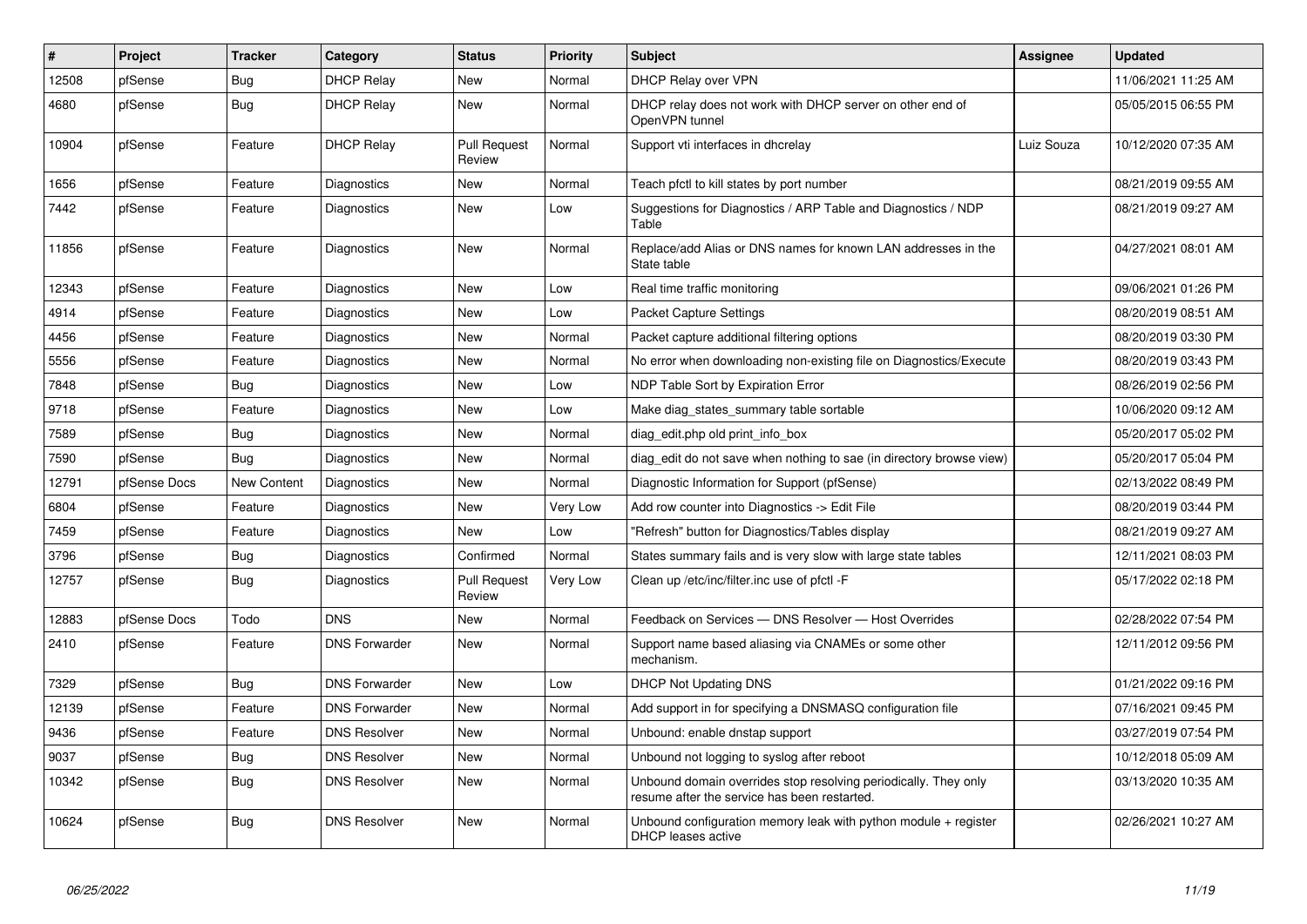| # | Project | Tracker | Category | Status | Priority | Subject | Assignee | Updated |
|---|---|---|---|---|---|---|---|---|
| 12508 | pfSense | Bug | DHCP Relay | New | Normal | DHCP Relay over VPN | | 11/06/2021 11:25 AM |
| 4680 | pfSense | Bug | DHCP Relay | New | Normal | DHCP relay does not work with DHCP server on other end of OpenVPN tunnel | | 05/05/2015 06:55 PM |
| 10904 | pfSense | Feature | DHCP Relay | Pull Request Review | Normal | Support vti interfaces in dhcrelay | Luiz Souza | 10/12/2020 07:35 AM |
| 1656 | pfSense | Feature | Diagnostics | New | Normal | Teach pfctl to kill states by port number | | 08/21/2019 09:55 AM |
| 7442 | pfSense | Feature | Diagnostics | New | Low | Suggestions for Diagnostics / ARP Table and Diagnostics / NDP Table | | 08/21/2019 09:27 AM |
| 11856 | pfSense | Feature | Diagnostics | New | Normal | Replace/add Alias or DNS names for known LAN addresses in the State table | | 04/27/2021 08:01 AM |
| 12343 | pfSense | Feature | Diagnostics | New | Low | Real time traffic monitoring | | 09/06/2021 01:26 PM |
| 4914 | pfSense | Feature | Diagnostics | New | Low | Packet Capture Settings | | 08/20/2019 08:51 AM |
| 4456 | pfSense | Feature | Diagnostics | New | Normal | Packet capture additional filtering options | | 08/20/2019 03:30 PM |
| 5556 | pfSense | Feature | Diagnostics | New | Normal | No error when downloading non-existing file on Diagnostics/Execute | | 08/20/2019 03:43 PM |
| 7848 | pfSense | Bug | Diagnostics | New | Low | NDP Table Sort by Expiration Error | | 08/26/2019 02:56 PM |
| 9718 | pfSense | Feature | Diagnostics | New | Low | Make diag_states_summary table sortable | | 10/06/2020 09:12 AM |
| 7589 | pfSense | Bug | Diagnostics | New | Normal | diag_edit.php old print_info_box | | 05/20/2017 05:02 PM |
| 7590 | pfSense | Bug | Diagnostics | New | Normal | diag_edit do not save when nothing to sae (in directory browse view) | | 05/20/2017 05:04 PM |
| 12791 | pfSense Docs | New Content | Diagnostics | New | Normal | Diagnostic Information for Support (pfSense) | | 02/13/2022 08:49 PM |
| 6804 | pfSense | Feature | Diagnostics | New | Very Low | Add row counter into Diagnostics -> Edit File | | 08/20/2019 03:44 PM |
| 7459 | pfSense | Feature | Diagnostics | New | Low | "Refresh" button for Diagnostics/Tables display | | 08/21/2019 09:27 AM |
| 3796 | pfSense | Bug | Diagnostics | Confirmed | Normal | States summary fails and is very slow with large state tables | | 12/11/2021 08:03 PM |
| 12757 | pfSense | Bug | Diagnostics | Pull Request Review | Very Low | Clean up /etc/inc/filter.inc use of pfctl -F | | 05/17/2022 02:18 PM |
| 12883 | pfSense Docs | Todo | DNS | New | Normal | Feedback on Services — DNS Resolver — Host Overrides | | 02/28/2022 07:54 PM |
| 2410 | pfSense | Feature | DNS Forwarder | New | Normal | Support name based aliasing via CNAMEs or some other mechanism. | | 12/11/2012 09:56 PM |
| 7329 | pfSense | Bug | DNS Forwarder | New | Low | DHCP Not Updating DNS | | 01/21/2022 09:16 PM |
| 12139 | pfSense | Feature | DNS Forwarder | New | Normal | Add support in for specifying a DNSMASQ configuration file | | 07/16/2021 09:45 PM |
| 9436 | pfSense | Feature | DNS Resolver | New | Normal | Unbound: enable dnstap support | | 03/27/2019 07:54 PM |
| 9037 | pfSense | Bug | DNS Resolver | New | Normal | Unbound not logging to syslog after reboot | | 10/12/2018 05:09 AM |
| 10342 | pfSense | Bug | DNS Resolver | New | Normal | Unbound domain overrides stop resolving periodically. They only resume after the service has been restarted. | | 03/13/2020 10:35 AM |
| 10624 | pfSense | Bug | DNS Resolver | New | Normal | Unbound configuration memory leak with python module + register DHCP leases active | | 02/26/2021 10:27 AM |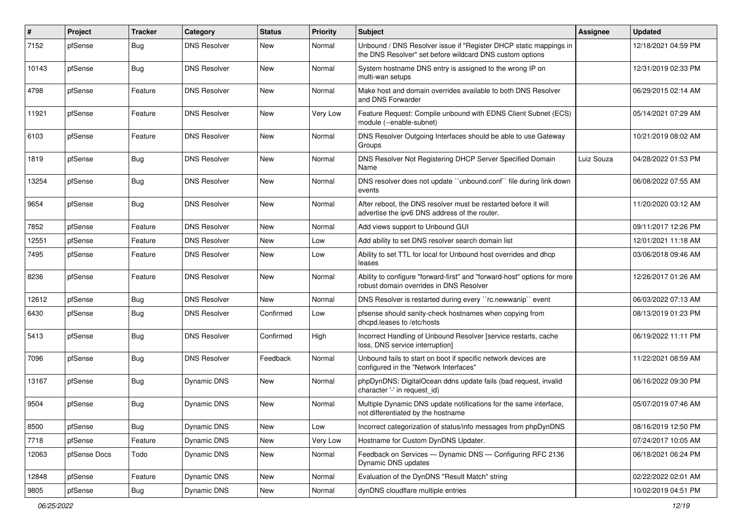| # | Project | Tracker | Category | Status | Priority | Subject | Assignee | Updated |
|---|---|---|---|---|---|---|---|---|
| 7152 | pfSense | Bug | DNS Resolver | New | Normal | Unbound / DNS Resolver issue if "Register DHCP static mappings in the DNS Resolver" set before wildcard DNS custom options | | 12/18/2021 04:59 PM |
| 10143 | pfSense | Bug | DNS Resolver | New | Normal | System hostname DNS entry is assigned to the wrong IP on multi-wan setups | | 12/31/2019 02:33 PM |
| 4798 | pfSense | Feature | DNS Resolver | New | Normal | Make host and domain overrides available to both DNS Resolver and DNS Forwarder | | 06/29/2015 02:14 AM |
| 11921 | pfSense | Feature | DNS Resolver | New | Very Low | Feature Request: Compile unbound with EDNS Client Subnet (ECS) module (--enable-subnet) | | 05/14/2021 07:29 AM |
| 6103 | pfSense | Feature | DNS Resolver | New | Normal | DNS Resolver Outgoing Interfaces should be able to use Gateway Groups | | 10/21/2019 08:02 AM |
| 1819 | pfSense | Bug | DNS Resolver | New | Normal | DNS Resolver Not Registering DHCP Server Specified Domain Name | Luiz Souza | 04/28/2022 01:53 PM |
| 13254 | pfSense | Bug | DNS Resolver | New | Normal | DNS resolver does not update ``unbound.conf`` file during link down events | | 06/08/2022 07:55 AM |
| 9654 | pfSense | Bug | DNS Resolver | New | Normal | After reboot, the DNS resolver must be restarted before it will advertise the ipv6 DNS address of the router. | | 11/20/2020 03:12 AM |
| 7852 | pfSense | Feature | DNS Resolver | New | Normal | Add views support to Unbound GUI | | 09/11/2017 12:26 PM |
| 12551 | pfSense | Feature | DNS Resolver | New | Low | Add ability to set DNS resolver search domain list | | 12/01/2021 11:18 AM |
| 7495 | pfSense | Feature | DNS Resolver | New | Low | Ability to set TTL for local for Unbound host overrides and dhcp leases | | 03/06/2018 09:46 AM |
| 8236 | pfSense | Feature | DNS Resolver | New | Normal | Ability to configure "forward-first" and "forward-host" options for more robust domain overrides in DNS Resolver | | 12/26/2017 01:26 AM |
| 12612 | pfSense | Bug | DNS Resolver | New | Normal | DNS Resolver is restarted during every ``rc.newwanip`` event | | 06/03/2022 07:13 AM |
| 6430 | pfSense | Bug | DNS Resolver | Confirmed | Low | pfsense should sanity-check hostnames when copying from dhcpd.leases to /etc/hosts | | 08/13/2019 01:23 PM |
| 5413 | pfSense | Bug | DNS Resolver | Confirmed | High | Incorrect Handling of Unbound Resolver [service restarts, cache loss, DNS service interruption] | | 06/19/2022 11:11 PM |
| 7096 | pfSense | Bug | DNS Resolver | Feedback | Normal | Unbound fails to start on boot if specific network devices are configured in the "Network Interfaces" | | 11/22/2021 08:59 AM |
| 13167 | pfSense | Bug | Dynamic DNS | New | Normal | phpDynDNS: DigitalOcean ddns update fails (bad request, invalid character '-' in request_id) | | 06/16/2022 09:30 PM |
| 9504 | pfSense | Bug | Dynamic DNS | New | Normal | Multiple Dynamic DNS update notifications for the same interface, not differentiated by the hostname | | 05/07/2019 07:46 AM |
| 8500 | pfSense | Bug | Dynamic DNS | New | Low | Incorrect categorization of status/info messages from phpDynDNS | | 08/16/2019 12:50 PM |
| 7718 | pfSense | Feature | Dynamic DNS | New | Very Low | Hostname for Custom DynDNS Updater. | | 07/24/2017 10:05 AM |
| 12063 | pfSense Docs | Todo | Dynamic DNS | New | Normal | Feedback on Services — Dynamic DNS — Configuring RFC 2136 Dynamic DNS updates | | 06/18/2021 06:24 PM |
| 12848 | pfSense | Feature | Dynamic DNS | New | Normal | Evaluation of the DynDNS "Result Match" string | | 02/22/2022 02:01 AM |
| 9805 | pfSense | Bug | Dynamic DNS | New | Normal | dynDNS cloudflare multiple entries | | 10/02/2019 04:51 PM |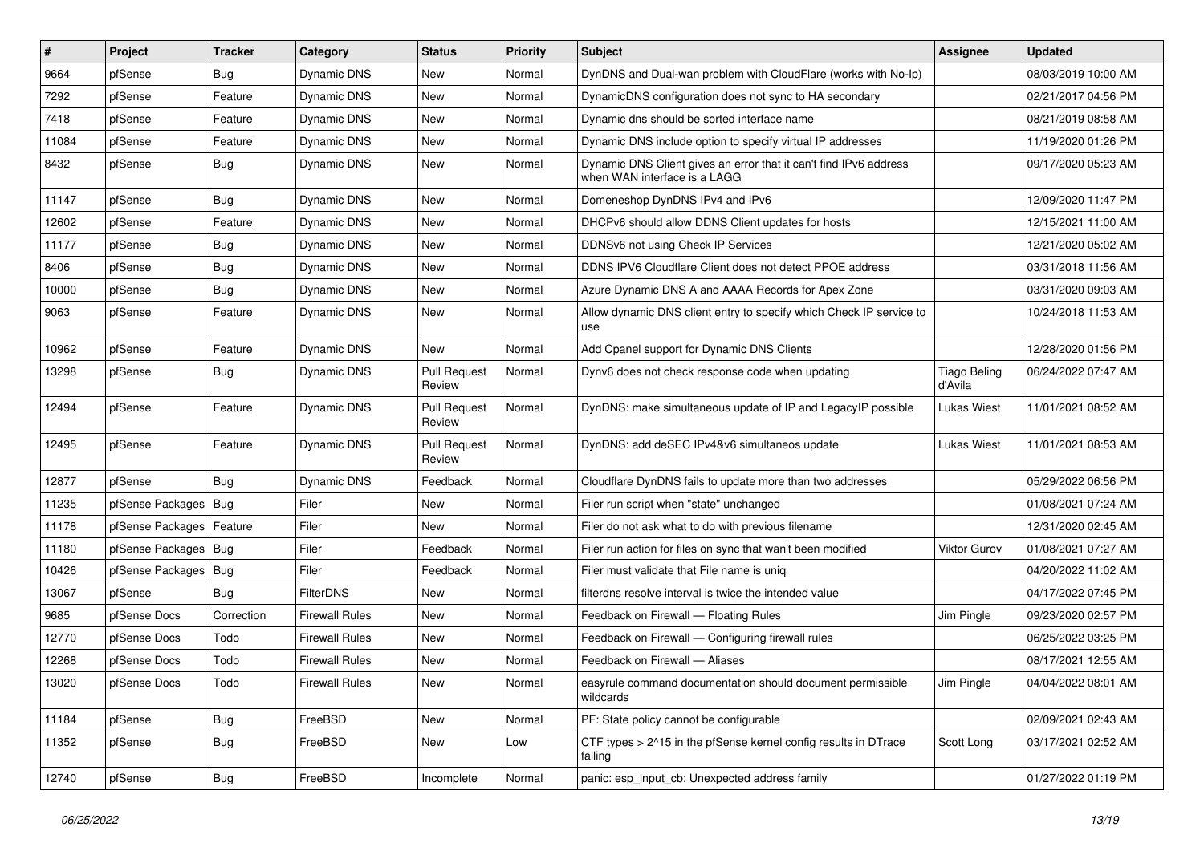| # | Project | Tracker | Category | Status | Priority | Subject | Assignee | Updated |
|---|---|---|---|---|---|---|---|---|
| 9664 | pfSense | Bug | Dynamic DNS | New | Normal | DynDNS and Dual-wan problem with CloudFlare (works with No-Ip) | | 08/03/2019 10:00 AM |
| 7292 | pfSense | Feature | Dynamic DNS | New | Normal | DynamicDNS configuration does not sync to HA secondary | | 02/21/2017 04:56 PM |
| 7418 | pfSense | Feature | Dynamic DNS | New | Normal | Dynamic dns should be sorted interface name | | 08/21/2019 08:58 AM |
| 11084 | pfSense | Feature | Dynamic DNS | New | Normal | Dynamic DNS include option to specify virtual IP addresses | | 11/19/2020 01:26 PM |
| 8432 | pfSense | Bug | Dynamic DNS | New | Normal | Dynamic DNS Client gives an error that it can't find IPv6 address when WAN interface is a LAGG | | 09/17/2020 05:23 AM |
| 11147 | pfSense | Bug | Dynamic DNS | New | Normal | Domeneshop DynDNS IPv4 and IPv6 | | 12/09/2020 11:47 PM |
| 12602 | pfSense | Feature | Dynamic DNS | New | Normal | DHCPv6 should allow DDNS Client updates for hosts | | 12/15/2021 11:00 AM |
| 11177 | pfSense | Bug | Dynamic DNS | New | Normal | DDNSv6 not using Check IP Services | | 12/21/2020 05:02 AM |
| 8406 | pfSense | Bug | Dynamic DNS | New | Normal | DDNS IPV6 Cloudflare Client does not detect PPOE address | | 03/31/2018 11:56 AM |
| 10000 | pfSense | Bug | Dynamic DNS | New | Normal | Azure Dynamic DNS A and AAAA Records for Apex Zone | | 03/31/2020 09:03 AM |
| 9063 | pfSense | Feature | Dynamic DNS | New | Normal | Allow dynamic DNS client entry to specify which Check IP service to use | | 10/24/2018 11:53 AM |
| 10962 | pfSense | Feature | Dynamic DNS | New | Normal | Add Cpanel support for Dynamic DNS Clients | | 12/28/2020 01:56 PM |
| 13298 | pfSense | Bug | Dynamic DNS | Pull Request Review | Normal | Dynv6 does not check response code when updating | Tiago Beling d'Avila | 06/24/2022 07:47 AM |
| 12494 | pfSense | Feature | Dynamic DNS | Pull Request Review | Normal | DynDNS: make simultaneous update of IP and LegacyIP possible | Lukas Wiest | 11/01/2021 08:52 AM |
| 12495 | pfSense | Feature | Dynamic DNS | Pull Request Review | Normal | DynDNS: add deSEC IPv4&v6 simultaneos update | Lukas Wiest | 11/01/2021 08:53 AM |
| 12877 | pfSense | Bug | Dynamic DNS | Feedback | Normal | Cloudflare DynDNS fails to update more than two addresses | | 05/29/2022 06:56 PM |
| 11235 | pfSense Packages | Bug | Filer | New | Normal | Filer run script when "state" unchanged | | 01/08/2021 07:24 AM |
| 11178 | pfSense Packages | Feature | Filer | New | Normal | Filer do not ask what to do with previous filename | | 12/31/2020 02:45 AM |
| 11180 | pfSense Packages | Bug | Filer | Feedback | Normal | Filer run action for files on sync that wan't been modified | Viktor Gurov | 01/08/2021 07:27 AM |
| 10426 | pfSense Packages | Bug | Filer | Feedback | Normal | Filer must validate that File name is uniq | | 04/20/2022 11:02 AM |
| 13067 | pfSense | Bug | FilterDNS | New | Normal | filterdns resolve interval is twice the intended value | | 04/17/2022 07:45 PM |
| 9685 | pfSense Docs | Correction | Firewall Rules | New | Normal | Feedback on Firewall — Floating Rules | Jim Pingle | 09/23/2020 02:57 PM |
| 12770 | pfSense Docs | Todo | Firewall Rules | New | Normal | Feedback on Firewall — Configuring firewall rules | | 06/25/2022 03:25 PM |
| 12268 | pfSense Docs | Todo | Firewall Rules | New | Normal | Feedback on Firewall — Aliases | | 08/17/2021 12:55 AM |
| 13020 | pfSense Docs | Todo | Firewall Rules | New | Normal | easyrule command documentation should document permissible wildcards | Jim Pingle | 04/04/2022 08:01 AM |
| 11184 | pfSense | Bug | FreeBSD | New | Normal | PF: State policy cannot be configurable | | 02/09/2021 02:43 AM |
| 11352 | pfSense | Bug | FreeBSD | New | Low | CTF types > 2^15 in the pfSense kernel config results in DTrace failing | Scott Long | 03/17/2021 02:52 AM |
| 12740 | pfSense | Bug | FreeBSD | Incomplete | Normal | panic: esp_input_cb: Unexpected address family | | 01/27/2022 01:19 PM |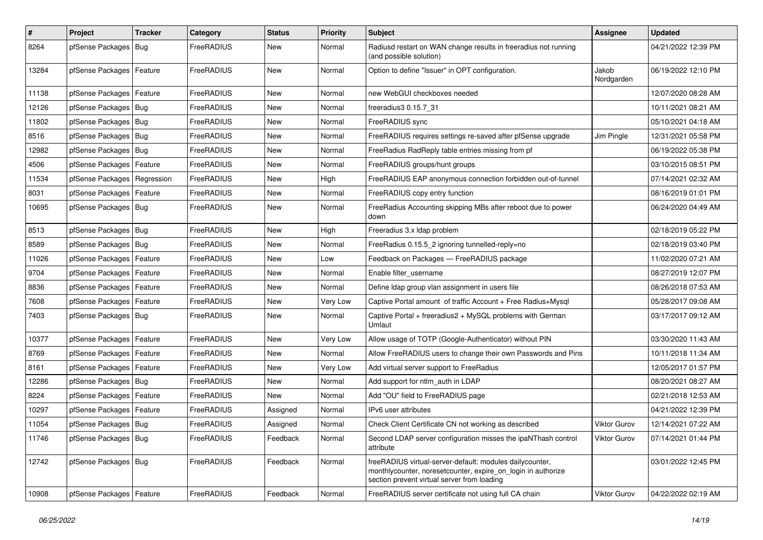| # | Project | Tracker | Category | Status | Priority | Subject | Assignee | Updated |
|---|---|---|---|---|---|---|---|---|
| 8264 | pfSense Packages | Bug | FreeRADIUS | New | Normal | Radiusd restart on WAN change results in freeradius not running (and possible solution) | | 04/21/2022 12:39 PM |
| 13284 | pfSense Packages | Feature | FreeRADIUS | New | Normal | Option to define "Issuer" in OPT configuration. | Jakob Nordgarden | 06/19/2022 12:10 PM |
| 11138 | pfSense Packages | Feature | FreeRADIUS | New | Normal | new WebGUI checkboxes needed | | 12/07/2020 08:28 AM |
| 12126 | pfSense Packages | Bug | FreeRADIUS | New | Normal | freeradius3 0.15.7_31 | | 10/11/2021 08:21 AM |
| 11802 | pfSense Packages | Bug | FreeRADIUS | New | Normal | FreeRADIUS sync | | 05/10/2021 04:18 AM |
| 8516 | pfSense Packages | Bug | FreeRADIUS | New | Normal | FreeRADIUS requires settings re-saved after pfSense upgrade | Jim Pingle | 12/31/2021 05:58 PM |
| 12982 | pfSense Packages | Bug | FreeRADIUS | New | Normal | FreeRadius RadReply table entries missing from pf | | 06/19/2022 05:38 PM |
| 4506 | pfSense Packages | Feature | FreeRADIUS | New | Normal | FreeRADIUS groups/hunt groups | | 03/10/2015 08:51 PM |
| 11534 | pfSense Packages | Regression | FreeRADIUS | New | High | FreeRADIUS EAP anonymous connection forbidden out-of-tunnel | | 07/14/2021 02:32 AM |
| 8031 | pfSense Packages | Feature | FreeRADIUS | New | Normal | FreeRADIUS copy entry function | | 08/16/2019 01:01 PM |
| 10695 | pfSense Packages | Bug | FreeRADIUS | New | Normal | FreeRadius Accounting skipping MBs after reboot due to power down | | 06/24/2020 04:49 AM |
| 8513 | pfSense Packages | Bug | FreeRADIUS | New | High | Freeradius 3.x ldap problem | | 02/18/2019 05:22 PM |
| 8589 | pfSense Packages | Bug | FreeRADIUS | New | Normal | FreeRadius 0.15.5_2 ignoring tunnelled-reply=no | | 02/18/2019 03:40 PM |
| 11026 | pfSense Packages | Feature | FreeRADIUS | New | Low | Feedback on Packages — FreeRADIUS package | | 11/02/2020 07:21 AM |
| 9704 | pfSense Packages | Feature | FreeRADIUS | New | Normal | Enable filter_username | | 08/27/2019 12:07 PM |
| 8836 | pfSense Packages | Feature | FreeRADIUS | New | Normal | Define ldap group vlan assignment in users file | | 08/26/2018 07:53 AM |
| 7608 | pfSense Packages | Feature | FreeRADIUS | New | Very Low | Captive Portal amount of traffic Account + Free Radius+Mysql | | 05/28/2017 09:08 AM |
| 7403 | pfSense Packages | Bug | FreeRADIUS | New | Normal | Captive Portal + freeradius2 + MySQL problems with German Umlaut | | 03/17/2017 09:12 AM |
| 10377 | pfSense Packages | Feature | FreeRADIUS | New | Very Low | Allow usage of TOTP (Google-Authenticator) without PIN | | 03/30/2020 11:43 AM |
| 8769 | pfSense Packages | Feature | FreeRADIUS | New | Normal | Allow FreeRADIUS users to change their own Passwords and Pins | | 10/11/2018 11:34 AM |
| 8161 | pfSense Packages | Feature | FreeRADIUS | New | Very Low | Add virtual server support to FreeRadius | | 12/05/2017 01:57 PM |
| 12286 | pfSense Packages | Bug | FreeRADIUS | New | Normal | Add support for ntlm_auth in LDAP | | 08/20/2021 08:27 AM |
| 8224 | pfSense Packages | Feature | FreeRADIUS | New | Normal | Add "OU" field to FreeRADIUS page | | 02/21/2018 12:53 AM |
| 10297 | pfSense Packages | Feature | FreeRADIUS | Assigned | Normal | IPv6 user attributes | | 04/21/2022 12:39 PM |
| 11054 | pfSense Packages | Bug | FreeRADIUS | Assigned | Normal | Check Client Certificate CN not working as described | Viktor Gurov | 12/14/2021 07:22 AM |
| 11746 | pfSense Packages | Bug | FreeRADIUS | Feedback | Normal | Second LDAP server configuration misses the ipaNThash control attribute | Viktor Gurov | 07/14/2021 01:44 PM |
| 12742 | pfSense Packages | Bug | FreeRADIUS | Feedback | Normal | freeRADIUS virtual-server-default: modules dailycounter, monthlycounter, noresetcounter, expire_on_login in authorize section prevent virtual server from loading | | 03/01/2022 12:45 PM |
| 10908 | pfSense Packages | Feature | FreeRADIUS | Feedback | Normal | FreeRADIUS server certificate not using full CA chain | Viktor Gurov | 04/22/2022 02:19 AM |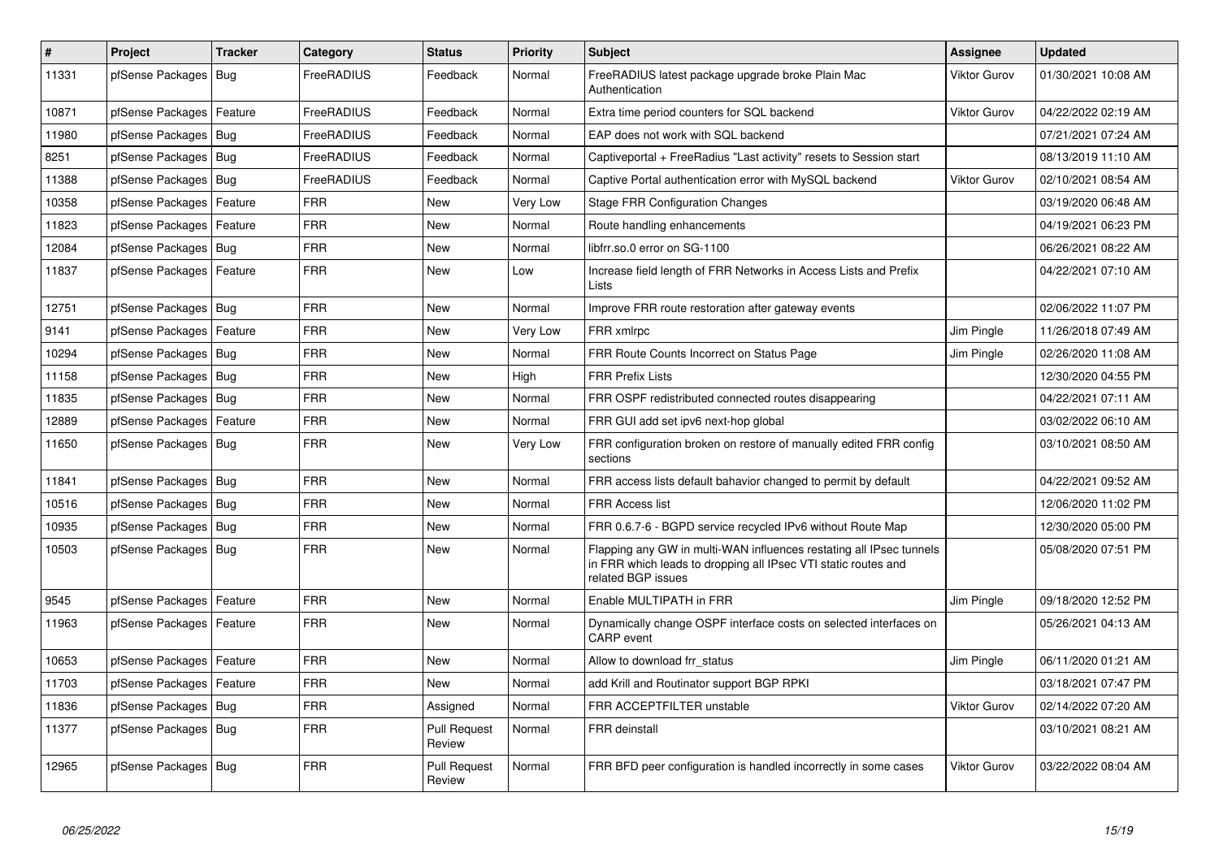| # | Project | Tracker | Category | Status | Priority | Subject | Assignee | Updated |
|---|---|---|---|---|---|---|---|---|
| 11331 | pfSense Packages | Bug | FreeRADIUS | Feedback | Normal | FreeRADIUS latest package upgrade broke Plain Mac Authentication | Viktor Gurov | 01/30/2021 10:08 AM |
| 10871 | pfSense Packages | Feature | FreeRADIUS | Feedback | Normal | Extra time period counters for SQL backend | Viktor Gurov | 04/22/2022 02:19 AM |
| 11980 | pfSense Packages | Bug | FreeRADIUS | Feedback | Normal | EAP does not work with SQL backend | | 07/21/2021 07:24 AM |
| 8251 | pfSense Packages | Bug | FreeRADIUS | Feedback | Normal | Captiveportal + FreeRadius "Last activity" resets to Session start | | 08/13/2019 11:10 AM |
| 11388 | pfSense Packages | Bug | FreeRADIUS | Feedback | Normal | Captive Portal authentication error with MySQL backend | Viktor Gurov | 02/10/2021 08:54 AM |
| 10358 | pfSense Packages | Feature | FRR | New | Very Low | Stage FRR Configuration Changes | | 03/19/2020 06:48 AM |
| 11823 | pfSense Packages | Feature | FRR | New | Normal | Route handling enhancements | | 04/19/2021 06:23 PM |
| 12084 | pfSense Packages | Bug | FRR | New | Normal | libfrr.so.0 error on SG-1100 | | 06/26/2021 08:22 AM |
| 11837 | pfSense Packages | Feature | FRR | New | Low | Increase field length of FRR Networks in Access Lists and Prefix Lists | | 04/22/2021 07:10 AM |
| 12751 | pfSense Packages | Bug | FRR | New | Normal | Improve FRR route restoration after gateway events | | 02/06/2022 11:07 PM |
| 9141 | pfSense Packages | Feature | FRR | New | Very Low | FRR xmlrpc | Jim Pingle | 11/26/2018 07:49 AM |
| 10294 | pfSense Packages | Bug | FRR | New | Normal | FRR Route Counts Incorrect on Status Page | Jim Pingle | 02/26/2020 11:08 AM |
| 11158 | pfSense Packages | Bug | FRR | New | High | FRR Prefix Lists | | 12/30/2020 04:55 PM |
| 11835 | pfSense Packages | Bug | FRR | New | Normal | FRR OSPF redistributed connected routes disappearing | | 04/22/2021 07:11 AM |
| 12889 | pfSense Packages | Feature | FRR | New | Normal | FRR GUI add set ipv6 next-hop global | | 03/02/2022 06:10 AM |
| 11650 | pfSense Packages | Bug | FRR | New | Very Low | FRR configuration broken on restore of manually edited FRR config sections | | 03/10/2021 08:50 AM |
| 11841 | pfSense Packages | Bug | FRR | New | Normal | FRR access lists default bahavior changed to permit by default | | 04/22/2021 09:52 AM |
| 10516 | pfSense Packages | Bug | FRR | New | Normal | FRR Access list | | 12/06/2020 11:02 PM |
| 10935 | pfSense Packages | Bug | FRR | New | Normal | FRR 0.6.7-6 - BGPD service recycled IPv6 without Route Map | | 12/30/2020 05:00 PM |
| 10503 | pfSense Packages | Bug | FRR | New | Normal | Flapping any GW in multi-WAN influences restating all IPsec tunnels in FRR which leads to dropping all IPsec VTI static routes and related BGP issues | | 05/08/2020 07:51 PM |
| 9545 | pfSense Packages | Feature | FRR | New | Normal | Enable MULTIPATH in FRR | Jim Pingle | 09/18/2020 12:52 PM |
| 11963 | pfSense Packages | Feature | FRR | New | Normal | Dynamically change OSPF interface costs on selected interfaces on CARP event | | 05/26/2021 04:13 AM |
| 10653 | pfSense Packages | Feature | FRR | New | Normal | Allow to download frr_status | Jim Pingle | 06/11/2020 01:21 AM |
| 11703 | pfSense Packages | Feature | FRR | New | Normal | add Krill and Routinator support BGP RPKI | | 03/18/2021 07:47 PM |
| 11836 | pfSense Packages | Bug | FRR | Assigned | Normal | FRR ACCEPTFILTER unstable | Viktor Gurov | 02/14/2022 07:20 AM |
| 11377 | pfSense Packages | Bug | FRR | Pull Request Review | Normal | FRR deinstall | | 03/10/2021 08:21 AM |
| 12965 | pfSense Packages | Bug | FRR | Pull Request Review | Normal | FRR BFD peer configuration is handled incorrectly in some cases | Viktor Gurov | 03/22/2022 08:04 AM |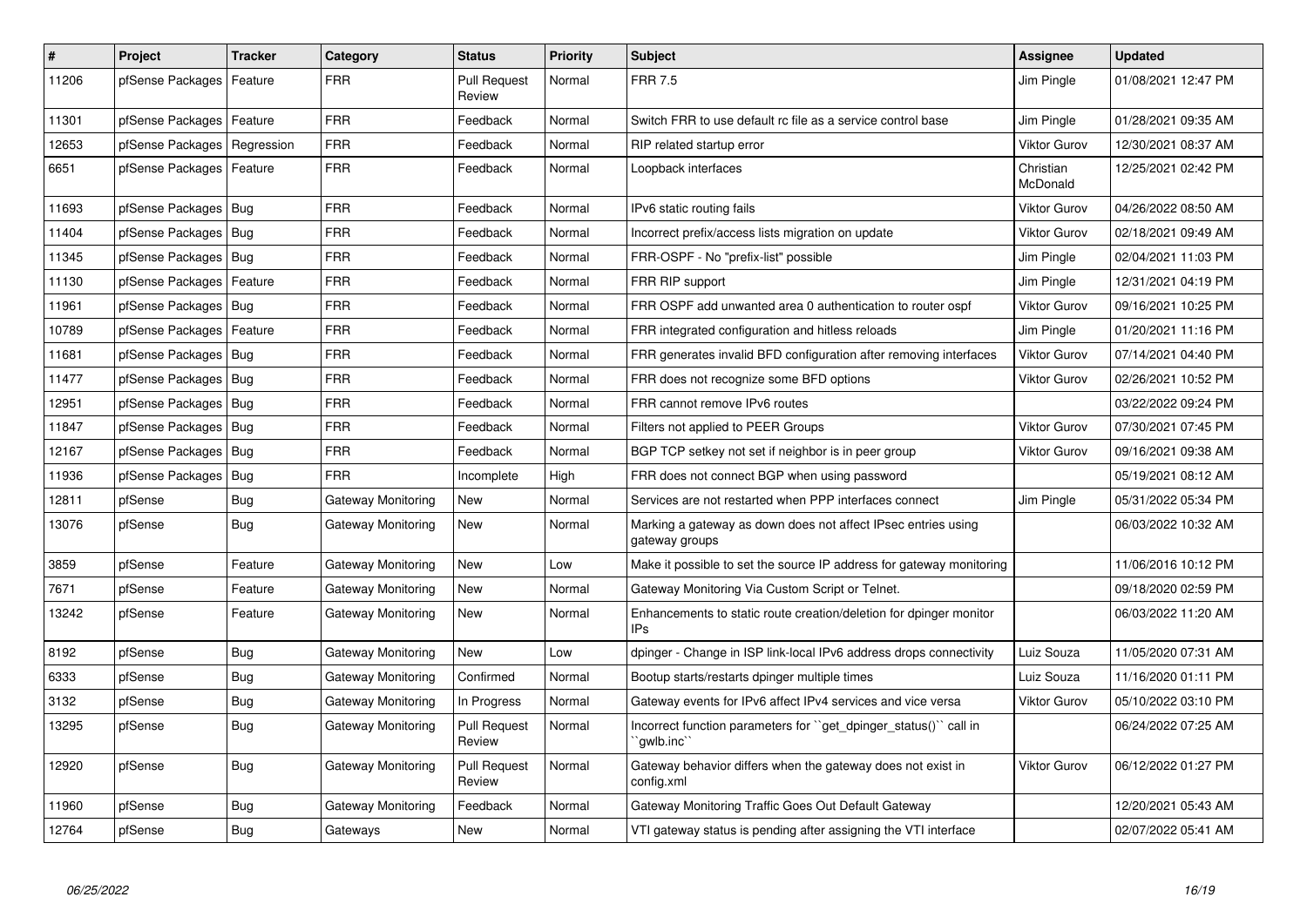| # | Project | Tracker | Category | Status | Priority | Subject | Assignee | Updated |
|---|---|---|---|---|---|---|---|---|
| 11206 | pfSense Packages | Feature | FRR | Pull Request Review | Normal | FRR 7.5 | Jim Pingle | 01/08/2021 12:47 PM |
| 11301 | pfSense Packages | Feature | FRR | Feedback | Normal | Switch FRR to use default rc file as a service control base | Jim Pingle | 01/28/2021 09:35 AM |
| 12653 | pfSense Packages | Regression | FRR | Feedback | Normal | RIP related startup error | Viktor Gurov | 12/30/2021 08:37 AM |
| 6651 | pfSense Packages | Feature | FRR | Feedback | Normal | Loopback interfaces | Christian McDonald | 12/25/2021 02:42 PM |
| 11693 | pfSense Packages | Bug | FRR | Feedback | Normal | IPv6 static routing fails | Viktor Gurov | 04/26/2022 08:50 AM |
| 11404 | pfSense Packages | Bug | FRR | Feedback | Normal | Incorrect prefix/access lists migration on update | Viktor Gurov | 02/18/2021 09:49 AM |
| 11345 | pfSense Packages | Bug | FRR | Feedback | Normal | FRR-OSPF - No "prefix-list" possible | Jim Pingle | 02/04/2021 11:03 PM |
| 11130 | pfSense Packages | Feature | FRR | Feedback | Normal | FRR RIP support | Jim Pingle | 12/31/2021 04:19 PM |
| 11961 | pfSense Packages | Bug | FRR | Feedback | Normal | FRR OSPF add unwanted area 0 authentication to router ospf | Viktor Gurov | 09/16/2021 10:25 PM |
| 10789 | pfSense Packages | Feature | FRR | Feedback | Normal | FRR integrated configuration and hitless reloads | Jim Pingle | 01/20/2021 11:16 PM |
| 11681 | pfSense Packages | Bug | FRR | Feedback | Normal | FRR generates invalid BFD configuration after removing interfaces | Viktor Gurov | 07/14/2021 04:40 PM |
| 11477 | pfSense Packages | Bug | FRR | Feedback | Normal | FRR does not recognize some BFD options | Viktor Gurov | 02/26/2021 10:52 PM |
| 12951 | pfSense Packages | Bug | FRR | Feedback | Normal | FRR cannot remove IPv6 routes | | 03/22/2022 09:24 PM |
| 11847 | pfSense Packages | Bug | FRR | Feedback | Normal | Filters not applied to PEER Groups | Viktor Gurov | 07/30/2021 07:45 PM |
| 12167 | pfSense Packages | Bug | FRR | Feedback | Normal | BGP TCP setkey not set if neighbor is in peer group | Viktor Gurov | 09/16/2021 09:38 AM |
| 11936 | pfSense Packages | Bug | FRR | Incomplete | High | FRR does not connect BGP when using password | | 05/19/2021 08:12 AM |
| 12811 | pfSense | Bug | Gateway Monitoring | New | Normal | Services are not restarted when PPP interfaces connect | Jim Pingle | 05/31/2022 05:34 PM |
| 13076 | pfSense | Bug | Gateway Monitoring | New | Normal | Marking a gateway as down does not affect IPsec entries using gateway groups | | 06/03/2022 10:32 AM |
| 3859 | pfSense | Feature | Gateway Monitoring | New | Low | Make it possible to set the source IP address for gateway monitoring | | 11/06/2016 10:12 PM |
| 7671 | pfSense | Feature | Gateway Monitoring | New | Normal | Gateway Monitoring Via Custom Script or Telnet. | | 09/18/2020 02:59 PM |
| 13242 | pfSense | Feature | Gateway Monitoring | New | Normal | Enhancements to static route creation/deletion for dpinger monitor IPs | | 06/03/2022 11:20 AM |
| 8192 | pfSense | Bug | Gateway Monitoring | New | Low | dpinger - Change in ISP link-local IPv6 address drops connectivity | Luiz Souza | 11/05/2020 07:31 AM |
| 6333 | pfSense | Bug | Gateway Monitoring | Confirmed | Normal | Bootup starts/restarts dpinger multiple times | Luiz Souza | 11/16/2020 01:11 PM |
| 3132 | pfSense | Bug | Gateway Monitoring | In Progress | Normal | Gateway events for IPv6 affect IPv4 services and vice versa | Viktor Gurov | 05/10/2022 03:10 PM |
| 13295 | pfSense | Bug | Gateway Monitoring | Pull Request Review | Normal | Incorrect function parameters for ``get_dpinger_status()`` call in ``gwlb.inc`` | | 06/24/2022 07:25 AM |
| 12920 | pfSense | Bug | Gateway Monitoring | Pull Request Review | Normal | Gateway behavior differs when the gateway does not exist in config.xml | Viktor Gurov | 06/12/2022 01:27 PM |
| 11960 | pfSense | Bug | Gateway Monitoring | Feedback | Normal | Gateway Monitoring Traffic Goes Out Default Gateway | | 12/20/2021 05:43 AM |
| 12764 | pfSense | Bug | Gateways | New | Normal | VTI gateway status is pending after assigning the VTI interface | | 02/07/2022 05:41 AM |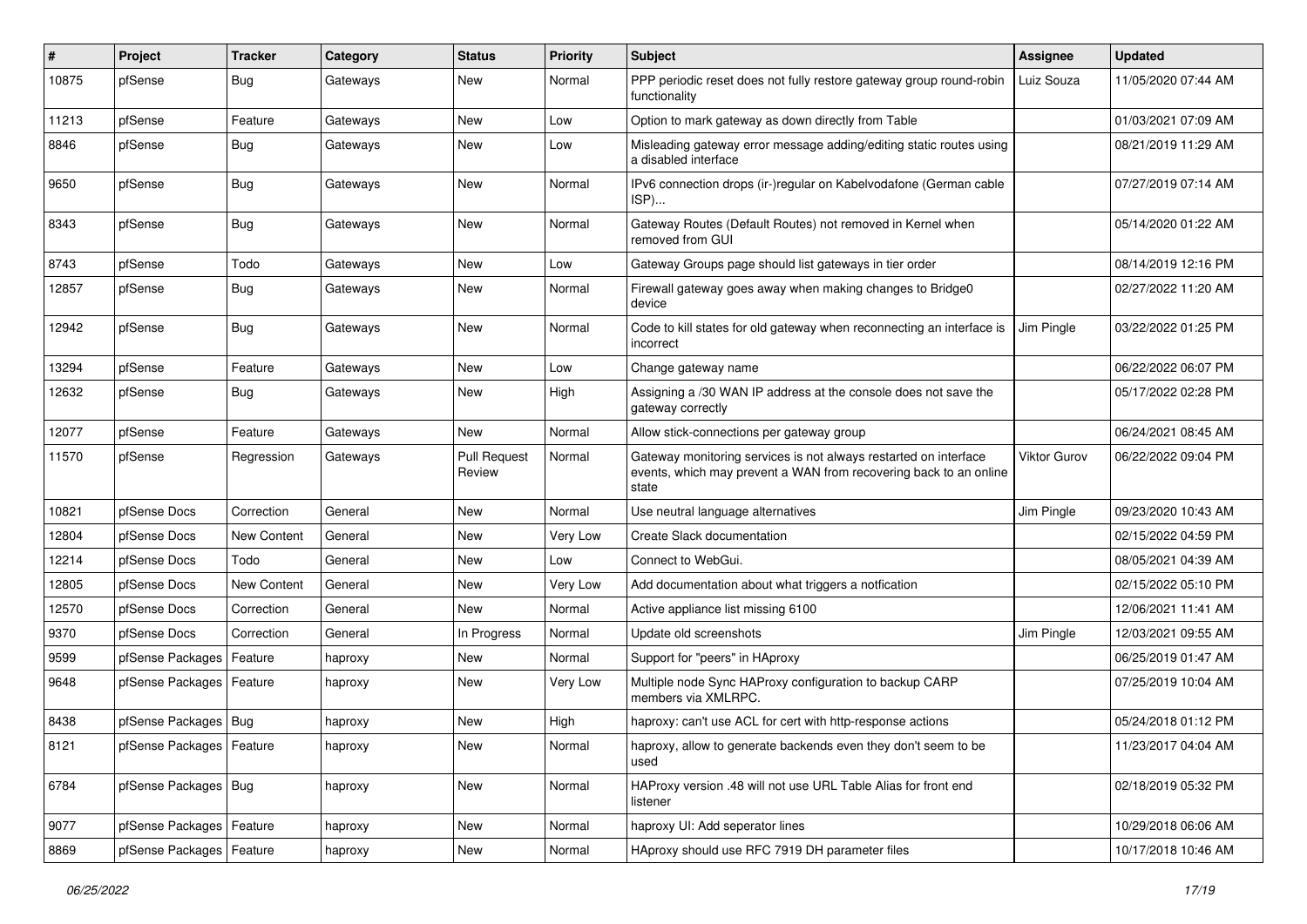| # | Project | Tracker | Category | Status | Priority | Subject | Assignee | Updated |
|---|---|---|---|---|---|---|---|---|
| 10875 | pfSense | Bug | Gateways | New | Normal | PPP periodic reset does not fully restore gateway group round-robin functionality | Luiz Souza | 11/05/2020 07:44 AM |
| 11213 | pfSense | Feature | Gateways | New | Low | Option to mark gateway as down directly from Table | | 01/03/2021 07:09 AM |
| 8846 | pfSense | Bug | Gateways | New | Low | Misleading gateway error message adding/editing static routes using a disabled interface | | 08/21/2019 11:29 AM |
| 9650 | pfSense | Bug | Gateways | New | Normal | IPv6 connection drops (ir-)regular on Kabelvodafone (German cable ISP)... | | 07/27/2019 07:14 AM |
| 8343 | pfSense | Bug | Gateways | New | Normal | Gateway Routes (Default Routes) not removed in Kernel when removed from GUI | | 05/14/2020 01:22 AM |
| 8743 | pfSense | Todo | Gateways | New | Low | Gateway Groups page should list gateways in tier order | | 08/14/2019 12:16 PM |
| 12857 | pfSense | Bug | Gateways | New | Normal | Firewall gateway goes away when making changes to Bridge0 device | | 02/27/2022 11:20 AM |
| 12942 | pfSense | Bug | Gateways | New | Normal | Code to kill states for old gateway when reconnecting an interface is incorrect | Jim Pingle | 03/22/2022 01:25 PM |
| 13294 | pfSense | Feature | Gateways | New | Low | Change gateway name | | 06/22/2022 06:07 PM |
| 12632 | pfSense | Bug | Gateways | New | High | Assigning a /30 WAN IP address at the console does not save the gateway correctly | | 05/17/2022 02:28 PM |
| 12077 | pfSense | Feature | Gateways | New | Normal | Allow stick-connections per gateway group | | 06/24/2021 08:45 AM |
| 11570 | pfSense | Regression | Gateways | Pull Request Review | Normal | Gateway monitoring services is not always restarted on interface events, which may prevent a WAN from recovering back to an online state | Viktor Gurov | 06/22/2022 09:04 PM |
| 10821 | pfSense Docs | Correction | General | New | Normal | Use neutral language alternatives | Jim Pingle | 09/23/2020 10:43 AM |
| 12804 | pfSense Docs | New Content | General | New | Very Low | Create Slack documentation | | 02/15/2022 04:59 PM |
| 12214 | pfSense Docs | Todo | General | New | Low | Connect to WebGui. | | 08/05/2021 04:39 AM |
| 12805 | pfSense Docs | New Content | General | New | Very Low | Add documentation about what triggers a notfication | | 02/15/2022 05:10 PM |
| 12570 | pfSense Docs | Correction | General | New | Normal | Active appliance list missing 6100 | | 12/06/2021 11:41 AM |
| 9370 | pfSense Docs | Correction | General | In Progress | Normal | Update old screenshots | Jim Pingle | 12/03/2021 09:55 AM |
| 9599 | pfSense Packages | Feature | haproxy | New | Normal | Support for "peers" in HAproxy | | 06/25/2019 01:47 AM |
| 9648 | pfSense Packages | Feature | haproxy | New | Very Low | Multiple node Sync HAProxy configuration to backup CARP members via XMLRPC. | | 07/25/2019 10:04 AM |
| 8438 | pfSense Packages | Bug | haproxy | New | High | haproxy: can't use ACL for cert with http-response actions | | 05/24/2018 01:12 PM |
| 8121 | pfSense Packages | Feature | haproxy | New | Normal | haproxy, allow to generate backends even they don't seem to be used | | 11/23/2017 04:04 AM |
| 6784 | pfSense Packages | Bug | haproxy | New | Normal | HAProxy version .48 will not use URL Table Alias for front end listener | | 02/18/2019 05:32 PM |
| 9077 | pfSense Packages | Feature | haproxy | New | Normal | haproxy UI: Add seperator lines | | 10/29/2018 06:06 AM |
| 8869 | pfSense Packages | Feature | haproxy | New | Normal | HAproxy should use RFC 7919 DH parameter files | | 10/17/2018 10:46 AM |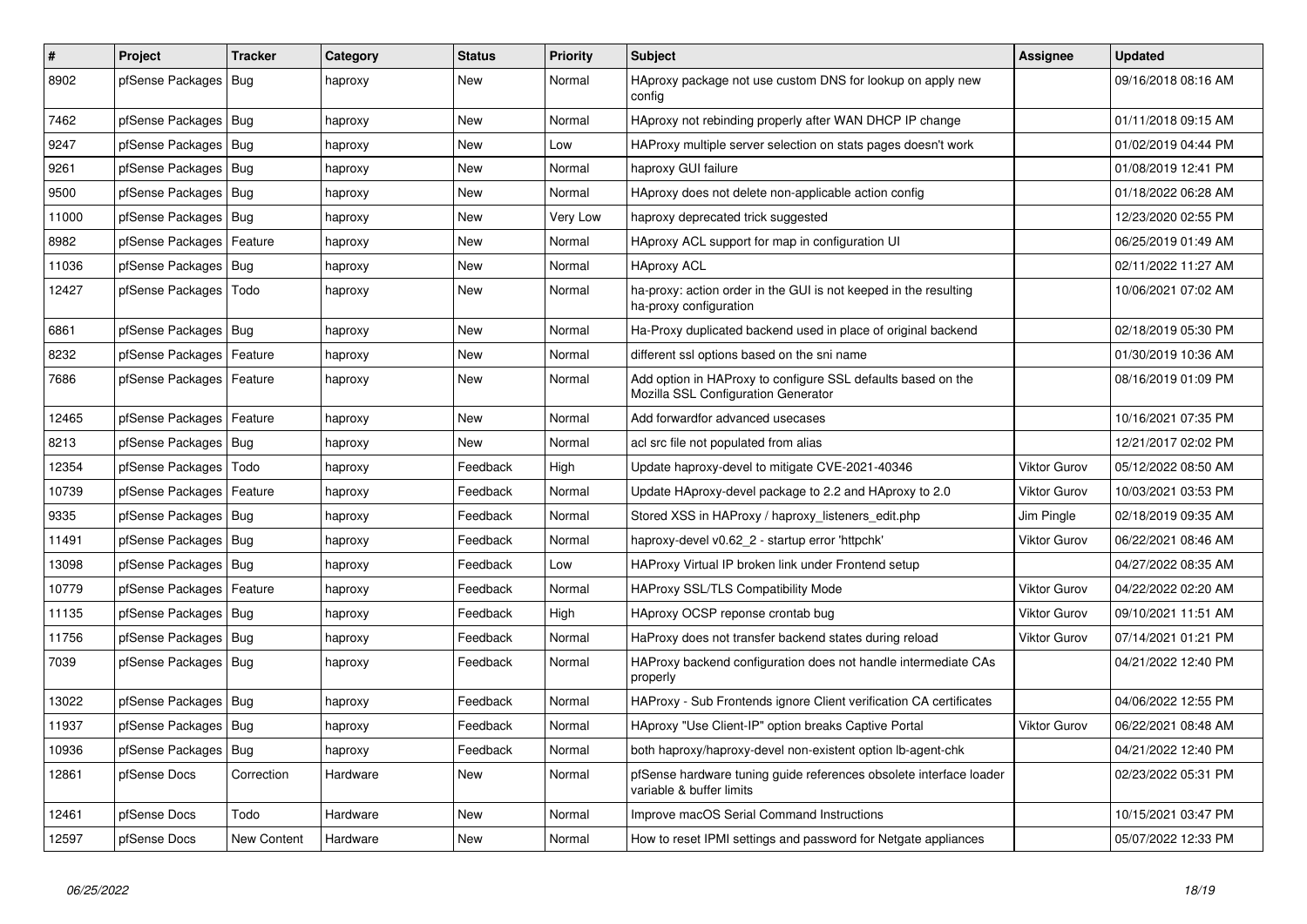| # | Project | Tracker | Category | Status | Priority | Subject | Assignee | Updated |
|---|---|---|---|---|---|---|---|---|
| 8902 | pfSense Packages | Bug | haproxy | New | Normal | HAproxy package not use custom DNS for lookup on apply new config | | 09/16/2018 08:16 AM |
| 7462 | pfSense Packages | Bug | haproxy | New | Normal | HAproxy not rebinding properly after WAN DHCP IP change | | 01/11/2018 09:15 AM |
| 9247 | pfSense Packages | Bug | haproxy | New | Low | HAProxy multiple server selection on stats pages doesn't work | | 01/02/2019 04:44 PM |
| 9261 | pfSense Packages | Bug | haproxy | New | Normal | haproxy GUI failure | | 01/08/2019 12:41 PM |
| 9500 | pfSense Packages | Bug | haproxy | New | Normal | HAproxy does not delete non-applicable action config | | 01/18/2022 06:28 AM |
| 11000 | pfSense Packages | Bug | haproxy | New | Very Low | haproxy deprecated trick suggested | | 12/23/2020 02:55 PM |
| 8982 | pfSense Packages | Feature | haproxy | New | Normal | HAproxy ACL support for map in configuration UI | | 06/25/2019 01:49 AM |
| 11036 | pfSense Packages | Bug | haproxy | New | Normal | HAproxy ACL | | 02/11/2022 11:27 AM |
| 12427 | pfSense Packages | Todo | haproxy | New | Normal | ha-proxy: action order in the GUI is not keeped in the resulting ha-proxy configuration | | 10/06/2021 07:02 AM |
| 6861 | pfSense Packages | Bug | haproxy | New | Normal | Ha-Proxy duplicated backend used in place of original backend | | 02/18/2019 05:30 PM |
| 8232 | pfSense Packages | Feature | haproxy | New | Normal | different ssl options based on the sni name | | 01/30/2019 10:36 AM |
| 7686 | pfSense Packages | Feature | haproxy | New | Normal | Add option in HAProxy to configure SSL defaults based on the Mozilla SSL Configuration Generator | | 08/16/2019 01:09 PM |
| 12465 | pfSense Packages | Feature | haproxy | New | Normal | Add forwardfor advanced usecases | | 10/16/2021 07:35 PM |
| 8213 | pfSense Packages | Bug | haproxy | New | Normal | acl src file not populated from alias | | 12/21/2017 02:02 PM |
| 12354 | pfSense Packages | Todo | haproxy | Feedback | High | Update haproxy-devel to mitigate CVE-2021-40346 | Viktor Gurov | 05/12/2022 08:50 AM |
| 10739 | pfSense Packages | Feature | haproxy | Feedback | Normal | Update HAproxy-devel package to 2.2 and HAproxy to 2.0 | Viktor Gurov | 10/03/2021 03:53 PM |
| 9335 | pfSense Packages | Bug | haproxy | Feedback | Normal | Stored XSS in HAProxy / haproxy_listeners_edit.php | Jim Pingle | 02/18/2019 09:35 AM |
| 11491 | pfSense Packages | Bug | haproxy | Feedback | Normal | haproxy-devel v0.62_2 - startup error 'httpchk' | Viktor Gurov | 06/22/2021 08:46 AM |
| 13098 | pfSense Packages | Bug | haproxy | Feedback | Low | HAProxy Virtual IP broken link under Frontend setup | | 04/27/2022 08:35 AM |
| 10779 | pfSense Packages | Feature | haproxy | Feedback | Normal | HAProxy SSL/TLS Compatibility Mode | Viktor Gurov | 04/22/2022 02:20 AM |
| 11135 | pfSense Packages | Bug | haproxy | Feedback | High | HAproxy OCSP reponse crontab bug | Viktor Gurov | 09/10/2021 11:51 AM |
| 11756 | pfSense Packages | Bug | haproxy | Feedback | Normal | HaProxy does not transfer backend states during reload | Viktor Gurov | 07/14/2021 01:21 PM |
| 7039 | pfSense Packages | Bug | haproxy | Feedback | Normal | HAProxy backend configuration does not handle intermediate CAs properly | | 04/21/2022 12:40 PM |
| 13022 | pfSense Packages | Bug | haproxy | Feedback | Normal | HAProxy - Sub Frontends ignore Client verification CA certificates | | 04/06/2022 12:55 PM |
| 11937 | pfSense Packages | Bug | haproxy | Feedback | Normal | HAproxy "Use Client-IP" option breaks Captive Portal | Viktor Gurov | 06/22/2021 08:48 AM |
| 10936 | pfSense Packages | Bug | haproxy | Feedback | Normal | both haproxy/haproxy-devel non-existent option lb-agent-chk | | 04/21/2022 12:40 PM |
| 12861 | pfSense Docs | Correction | Hardware | New | Normal | pfSense hardware tuning guide references obsolete interface loader variable & buffer limits | | 02/23/2022 05:31 PM |
| 12461 | pfSense Docs | Todo | Hardware | New | Normal | Improve macOS Serial Command Instructions | | 10/15/2021 03:47 PM |
| 12597 | pfSense Docs | New Content | Hardware | New | Normal | How to reset IPMI settings and password for Netgate appliances | | 05/07/2022 12:33 PM |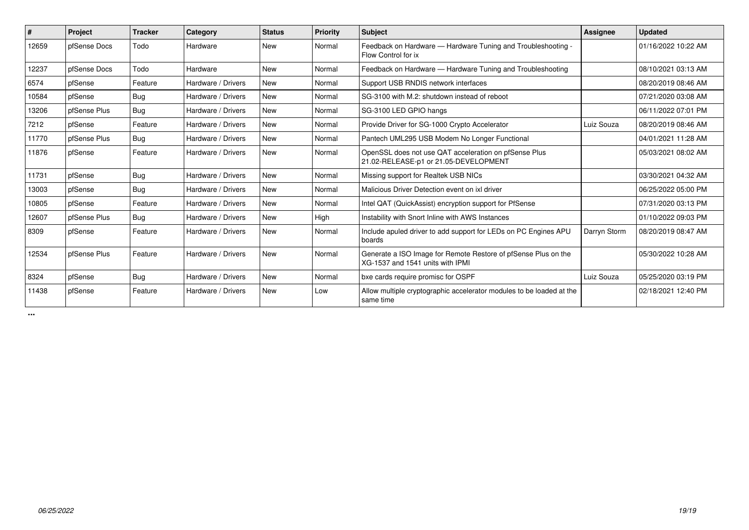| # | Project | Tracker | Category | Status | Priority | Subject | Assignee | Updated |
|---|---|---|---|---|---|---|---|---|
| 12659 | pfSense Docs | Todo | Hardware | New | Normal | Feedback on Hardware — Hardware Tuning and Troubleshooting - Flow Control for ix | | 01/16/2022 10:22 AM |
| 12237 | pfSense Docs | Todo | Hardware | New | Normal | Feedback on Hardware — Hardware Tuning and Troubleshooting | | 08/10/2021 03:13 AM |
| 6574 | pfSense | Feature | Hardware / Drivers | New | Normal | Support USB RNDIS network interfaces | | 08/20/2019 08:46 AM |
| 10584 | pfSense | Bug | Hardware / Drivers | New | Normal | SG-3100 with M.2: shutdown instead of reboot | | 07/21/2020 03:08 AM |
| 13206 | pfSense Plus | Bug | Hardware / Drivers | New | Normal | SG-3100 LED GPIO hangs | | 06/11/2022 07:01 PM |
| 7212 | pfSense | Feature | Hardware / Drivers | New | Normal | Provide Driver for SG-1000 Crypto Accelerator | Luiz Souza | 08/20/2019 08:46 AM |
| 11770 | pfSense Plus | Bug | Hardware / Drivers | New | Normal | Pantech UML295 USB Modem No Longer Functional | | 04/01/2021 11:28 AM |
| 11876 | pfSense | Feature | Hardware / Drivers | New | Normal | OpenSSL does not use QAT acceleration on pfSense Plus 21.02-RELEASE-p1 or 21.05-DEVELOPMENT | | 05/03/2021 08:02 AM |
| 11731 | pfSense | Bug | Hardware / Drivers | New | Normal | Missing support for Realtek USB NICs | | 03/30/2021 04:32 AM |
| 13003 | pfSense | Bug | Hardware / Drivers | New | Normal | Malicious Driver Detection event on ixl driver | | 06/25/2022 05:00 PM |
| 10805 | pfSense | Feature | Hardware / Drivers | New | Normal | Intel QAT (QuickAssist) encryption support for PfSense | | 07/31/2020 03:13 PM |
| 12607 | pfSense Plus | Bug | Hardware / Drivers | New | High | Instability with Snort Inline with AWS Instances | | 01/10/2022 09:03 PM |
| 8309 | pfSense | Feature | Hardware / Drivers | New | Normal | Include apuled driver to add support for LEDs on PC Engines APU boards | Darryn Storm | 08/20/2019 08:47 AM |
| 12534 | pfSense Plus | Feature | Hardware / Drivers | New | Normal | Generate a ISO Image for Remote Restore of pfSense Plus on the XG-1537 and 1541 units with IPMI | | 05/30/2022 10:28 AM |
| 8324 | pfSense | Bug | Hardware / Drivers | New | Normal | bxe cards require promisc for OSPF | Luiz Souza | 05/25/2020 03:19 PM |
| 11438 | pfSense | Feature | Hardware / Drivers | New | Low | Allow multiple cryptographic accelerator modules to be loaded at the same time | | 02/18/2021 12:40 PM |

...